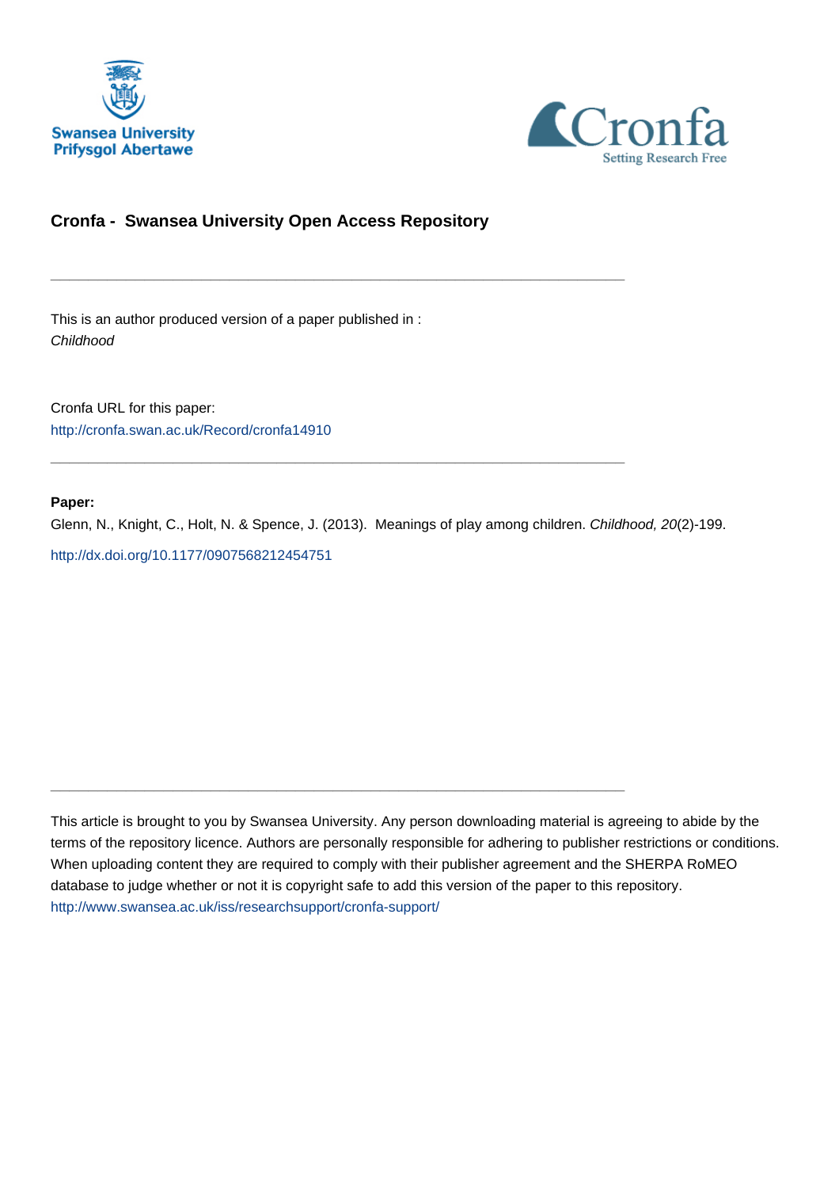Swansea University
Prifysgol Abertawe

Cronfa
Setting Research Free

## Cronfa - Swansea University Open Access Repository

---

This is an author produced version of a paper published in :
*Childhood*

Cronfa URL for this paper:
http://cronfa.swan.ac.uk/Record/cronfa14910

---

**Paper:**

Glenn, N., Knight, C., Holt, N. & Spence, J. (2013). Meanings of play among children. *Childhood, 20*(2)-199.

http://dx.doi.org/10.1177/0907568212454751

---

This article is brought to you by Swansea University. Any person downloading material is agreeing to abide by the terms of the repository licence. Authors are personally responsible for adhering to publisher restrictions or conditions. When uploading content they are required to comply with their publisher agreement and the SHERPA RoMEO database to judge whether or not it is copyright safe to add this version of the paper to this repository.
http://www.swansea.ac.uk/iss/researchsupport/cronfa-support/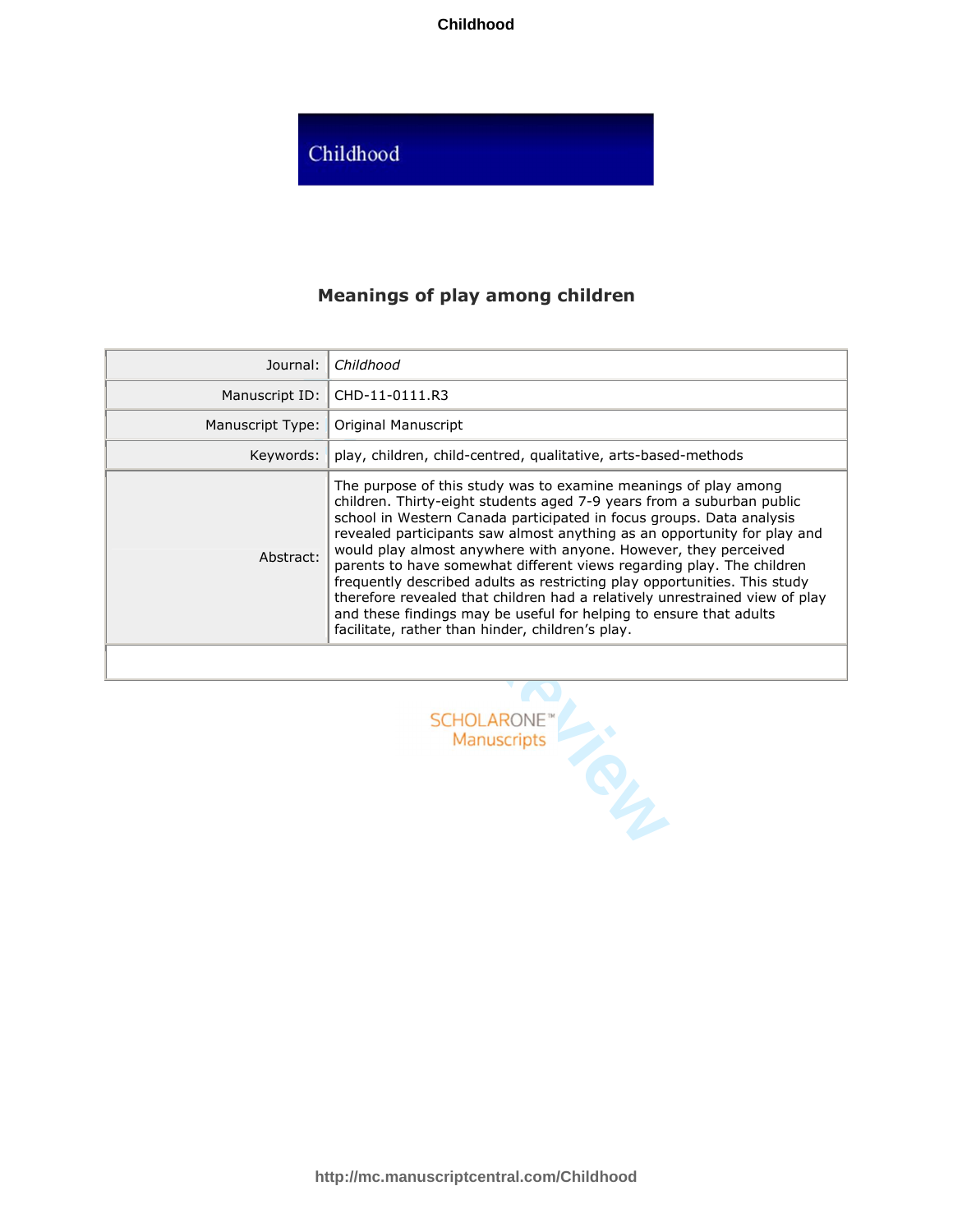# Meanings of play among children

| | |
|---|---|
| Journal: | *Childhood* |
| Manuscript ID: | CHD-11-0111.R3 |
| Manuscript Type: | Original Manuscript |
| Keywords: | play, children, child-centred, qualitative, arts-based-methods |
| Abstract: | The purpose of this study was to examine meanings of play among children. Thirty-eight students aged 7-9 years from a suburban public school in Western Canada participated in focus groups. Data analysis revealed participants saw almost anything as an opportunity for play and would play almost anywhere with anyone. However, they perceived parents to have somewhat different views regarding play. The children frequently described adults as restricting play opportunities. This study therefore revealed that children had a relatively unrestrained view of play and these findings may be useful for helping to ensure that adults facilitate, rather than hinder, children's play. |

SCHOLARONE™ Manuscripts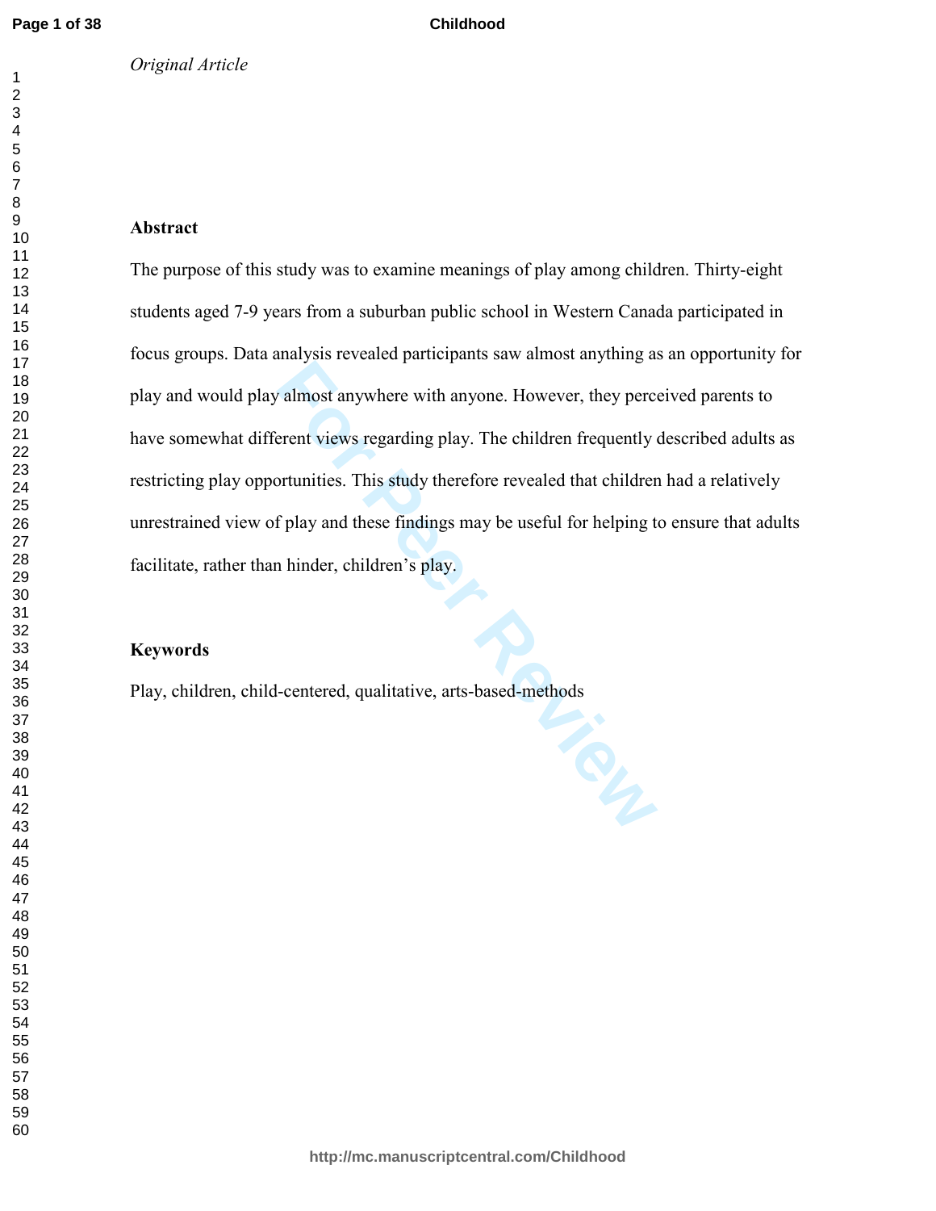*Original Article*

## Abstract

The purpose of this study was to examine meanings of play among children. Thirty-eight students aged 7-9 years from a suburban public school in Western Canada participated in focus groups. Data analysis revealed participants saw almost anything as an opportunity for play and would play almost anywhere with anyone. However, they perceived parents to have somewhat different views regarding play. The children frequently described adults as restricting play opportunities. This study therefore revealed that children had a relatively unrestrained view of play and these findings may be useful for helping to ensure that adults facilitate, rather than hinder, children's play.

## Keywords

Play, children, child-centered, qualitative, arts-based-methods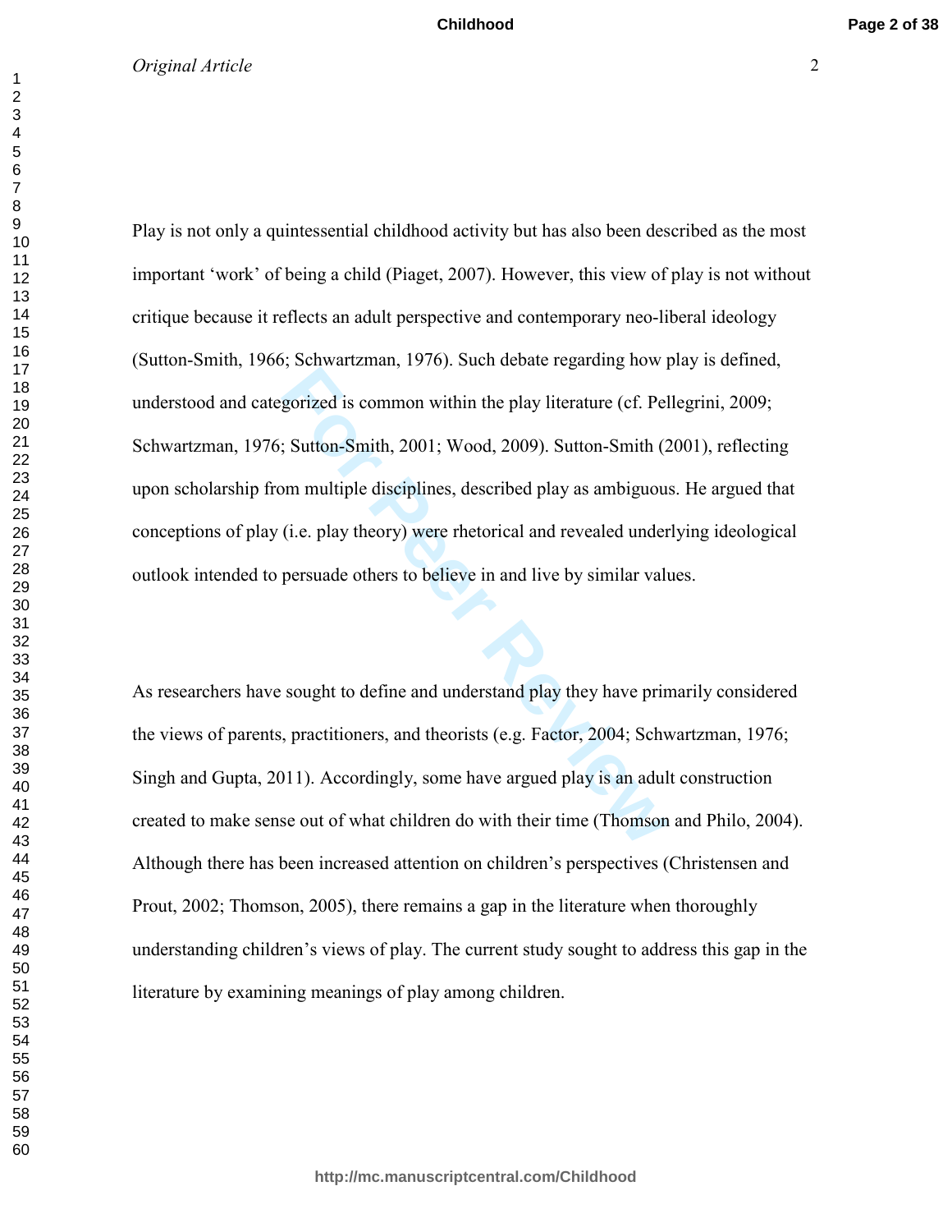*Original Article*

Play is not only a quintessential childhood activity but has also been described as the most important 'work' of being a child (Piaget, 2007). However, this view of play is not without critique because it reflects an adult perspective and contemporary neo-liberal ideology (Sutton-Smith, 1966; Schwartzman, 1976). Such debate regarding how play is defined, understood and categorized is common within the play literature (cf. Pellegrini, 2009; Schwartzman, 1976; Sutton-Smith, 2001; Wood, 2009). Sutton-Smith (2001), reflecting upon scholarship from multiple disciplines, described play as ambiguous. He argued that conceptions of play (i.e. play theory) were rhetorical and revealed underlying ideological outlook intended to persuade others to believe in and live by similar values.

As researchers have sought to define and understand play they have primarily considered the views of parents, practitioners, and theorists (e.g. Factor, 2004; Schwartzman, 1976; Singh and Gupta, 2011). Accordingly, some have argued play is an adult construction created to make sense out of what children do with their time (Thomson and Philo, 2004). Although there has been increased attention on children's perspectives (Christensen and Prout, 2002; Thomson, 2005), there remains a gap in the literature when thoroughly understanding children's views of play. The current study sought to address this gap in the literature by examining meanings of play among children.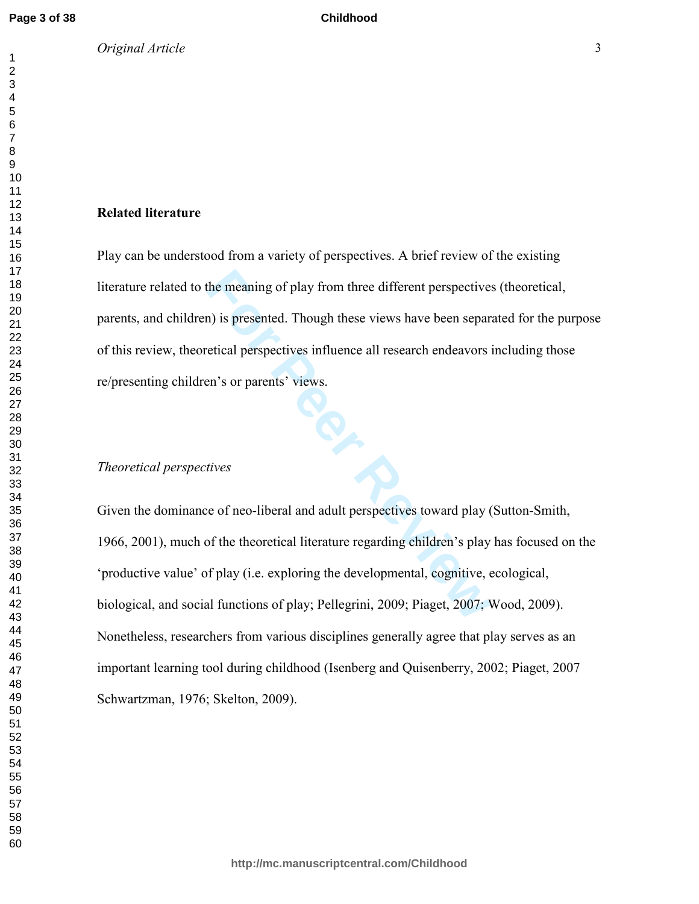*Original Article*

## Related literature

Play can be understood from a variety of perspectives. A brief review of the existing literature related to the meaning of play from three different perspectives (theoretical, parents, and children) is presented. Though these views have been separated for the purpose of this review, theoretical perspectives influence all research endeavors including those re/presenting children's or parents' views.

### *Theoretical perspectives*

Given the dominance of neo-liberal and adult perspectives toward play (Sutton-Smith, 1966, 2001), much of the theoretical literature regarding children's play has focused on the 'productive value' of play (i.e. exploring the developmental, cognitive, ecological, biological, and social functions of play; Pellegrini, 2009; Piaget, 2007; Wood, 2009). Nonetheless, researchers from various disciplines generally agree that play serves as an important learning tool during childhood (Isenberg and Quisenberry, 2002; Piaget, 2007 Schwartzman, 1976; Skelton, 2009).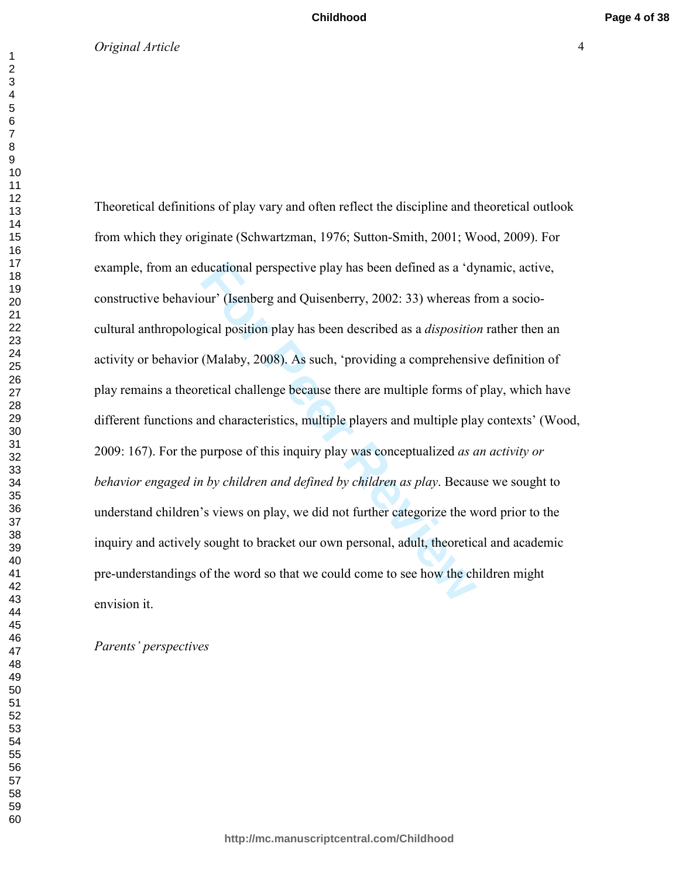Theoretical definitions of play vary and often reflect the discipline and theoretical outlook from which they originate (Schwartzman, 1976; Sutton-Smith, 2001; Wood, 2009). For example, from an educational perspective play has been defined as a 'dynamic, active, constructive behaviour' (Isenberg and Quisenberry, 2002: 33) whereas from a socio-cultural anthropological position play has been described as a *disposition* rather then an activity or behavior (Malaby, 2008). As such, 'providing a comprehensive definition of play remains a theoretical challenge because there are multiple forms of play, which have different functions and characteristics, multiple players and multiple play contexts' (Wood, 2009: 167). For the purpose of this inquiry play was conceptualized *as an activity or behavior engaged in by children and defined by children as play*. Because we sought to understand children's views on play, we did not further categorize the word prior to the inquiry and actively sought to bracket our own personal, adult, theoretical and academic pre-understandings of the word so that we could come to see how the children might envision it.

*Parents' perspectives*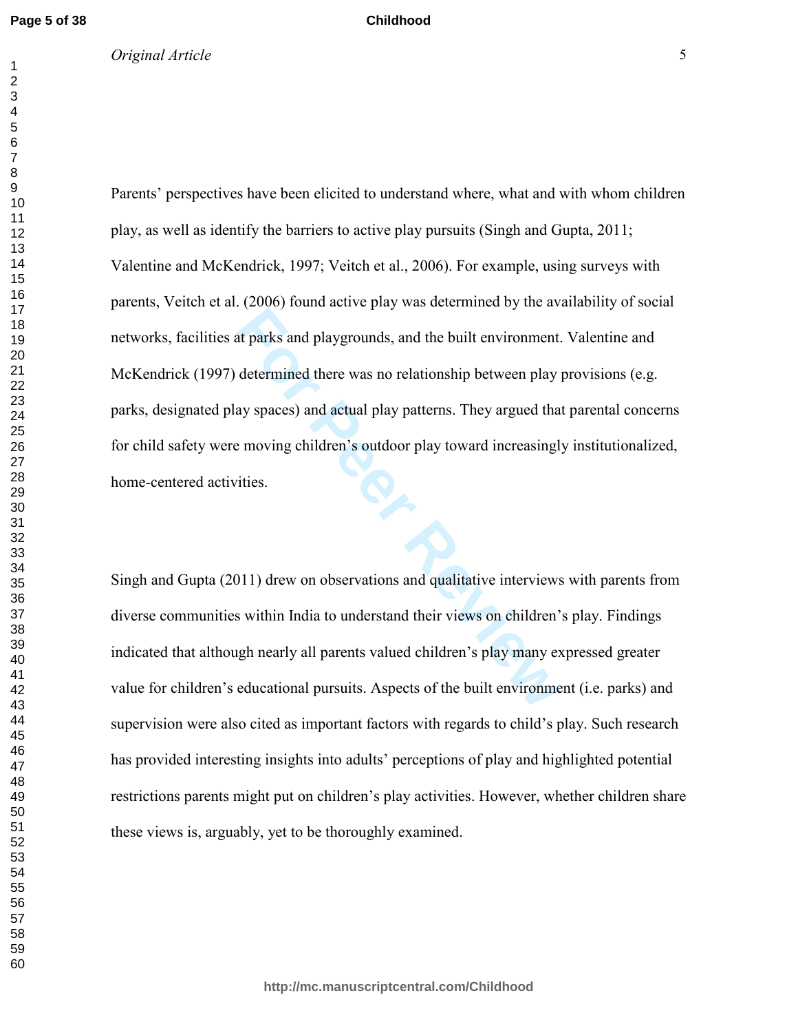Parents' perspectives have been elicited to understand where, what and with whom children play, as well as identify the barriers to active play pursuits (Singh and Gupta, 2011; Valentine and McKendrick, 1997; Veitch et al., 2006). For example, using surveys with parents, Veitch et al. (2006) found active play was determined by the availability of social networks, facilities at parks and playgrounds, and the built environment. Valentine and McKendrick (1997) determined there was no relationship between play provisions (e.g. parks, designated play spaces) and actual play patterns. They argued that parental concerns for child safety were moving children's outdoor play toward increasingly institutionalized, home-centered activities.

Singh and Gupta (2011) drew on observations and qualitative interviews with parents from diverse communities within India to understand their views on children's play. Findings indicated that although nearly all parents valued children's play many expressed greater value for children's educational pursuits. Aspects of the built environment (i.e. parks) and supervision were also cited as important factors with regards to child's play. Such research has provided interesting insights into adults' perceptions of play and highlighted potential restrictions parents might put on children's play activities. However, whether children share these views is, arguably, yet to be thoroughly examined.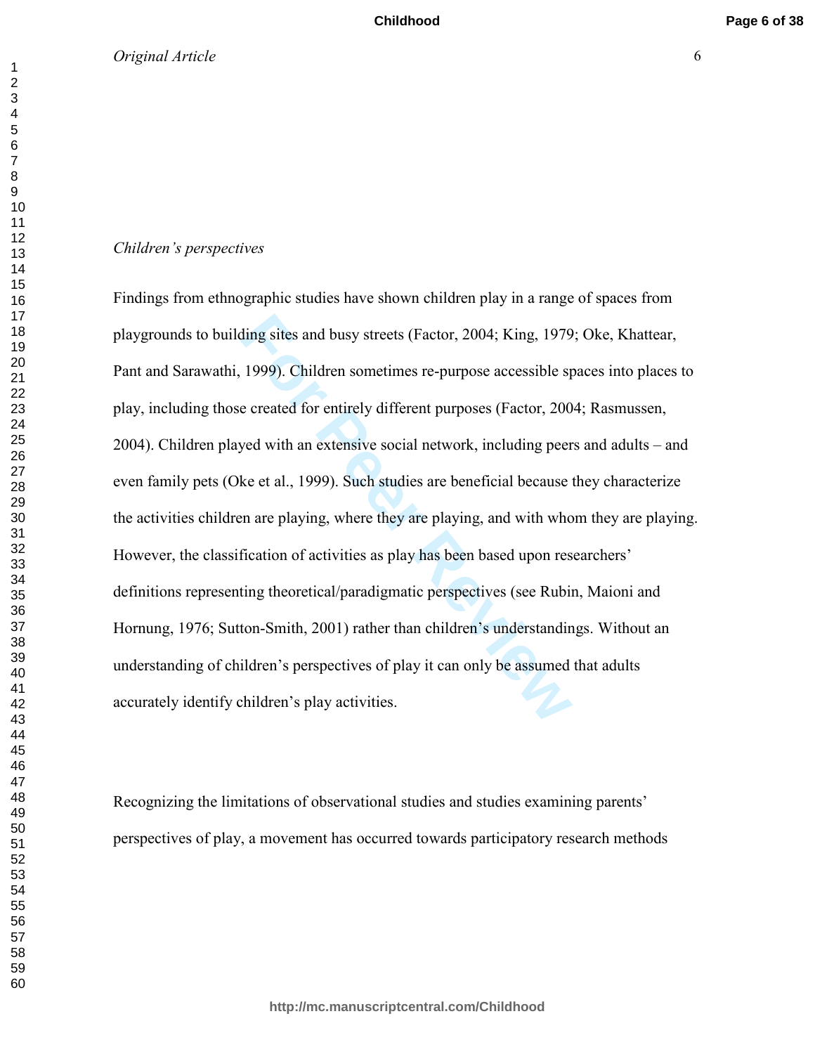*Children's perspectives*

Findings from ethnographic studies have shown children play in a range of spaces from playgrounds to building sites and busy streets (Factor, 2004; King, 1979; Oke, Khattear, Pant and Sarawathi, 1999). Children sometimes re-purpose accessible spaces into places to play, including those created for entirely different purposes (Factor, 2004; Rasmussen, 2004). Children played with an extensive social network, including peers and adults – and even family pets (Oke et al., 1999). Such studies are beneficial because they characterize the activities children are playing, where they are playing, and with whom they are playing. However, the classification of activities as play has been based upon researchers' definitions representing theoretical/paradigmatic perspectives (see Rubin, Maioni and Hornung, 1976; Sutton-Smith, 2001) rather than children's understandings. Without an understanding of children's perspectives of play it can only be assumed that adults accurately identify children's play activities.

Recognizing the limitations of observational studies and studies examining parents' perspectives of play, a movement has occurred towards participatory research methods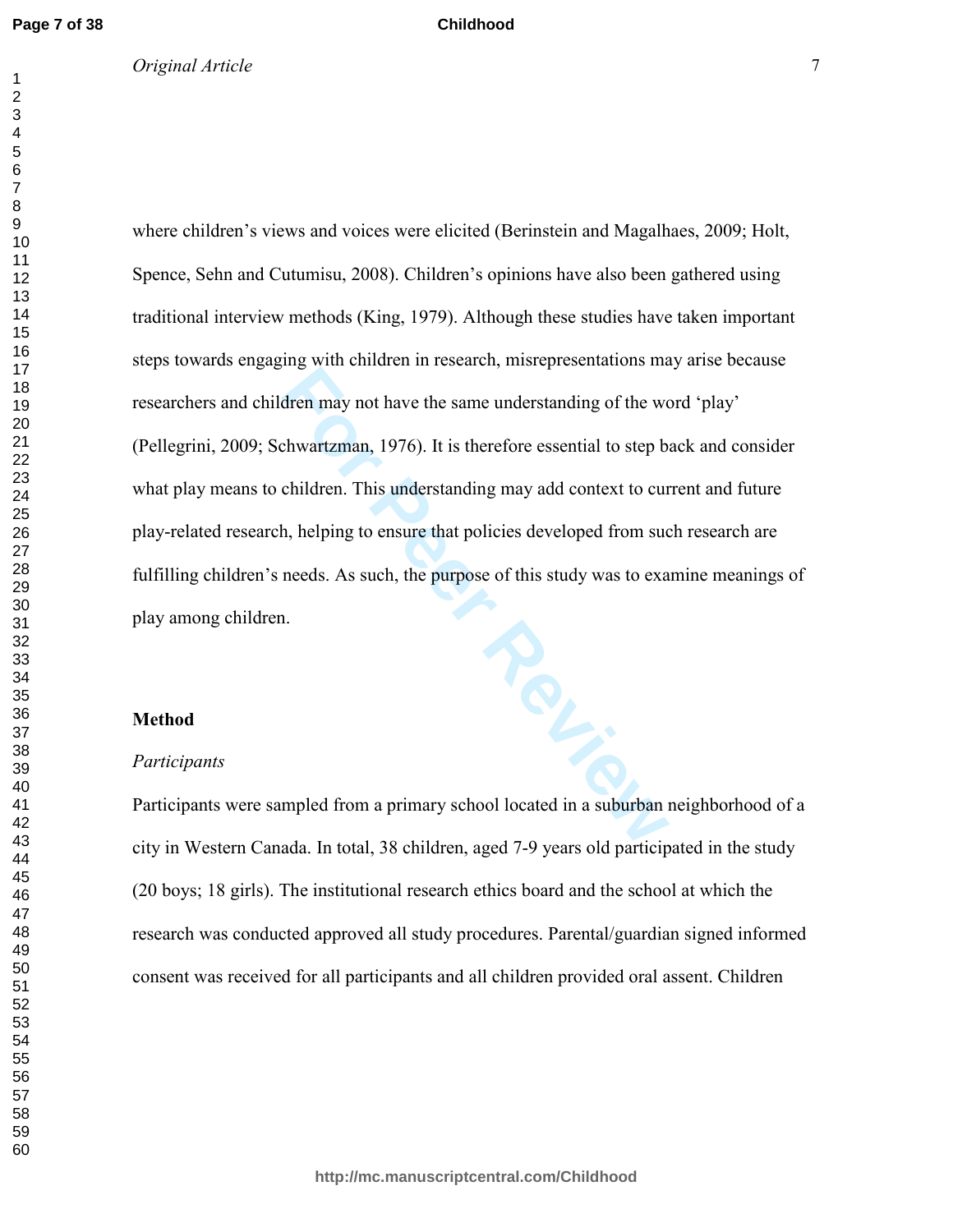where children's views and voices were elicited (Berinstein and Magalhaes, 2009; Holt, Spence, Sehn and Cutumisu, 2008). Children's opinions have also been gathered using traditional interview methods (King, 1979). Although these studies have taken important steps towards engaging with children in research, misrepresentations may arise because researchers and children may not have the same understanding of the word 'play' (Pellegrini, 2009; Schwartzman, 1976). It is therefore essential to step back and consider what play means to children. This understanding may add context to current and future play-related research, helping to ensure that policies developed from such research are fulfilling children's needs. As such, the purpose of this study was to examine meanings of play among children.

## Method

### *Participants*

Participants were sampled from a primary school located in a suburban neighborhood of a city in Western Canada. In total, 38 children, aged 7-9 years old participated in the study (20 boys; 18 girls). The institutional research ethics board and the school at which the research was conducted approved all study procedures. Parental/guardian signed informed consent was received for all participants and all children provided oral assent. Children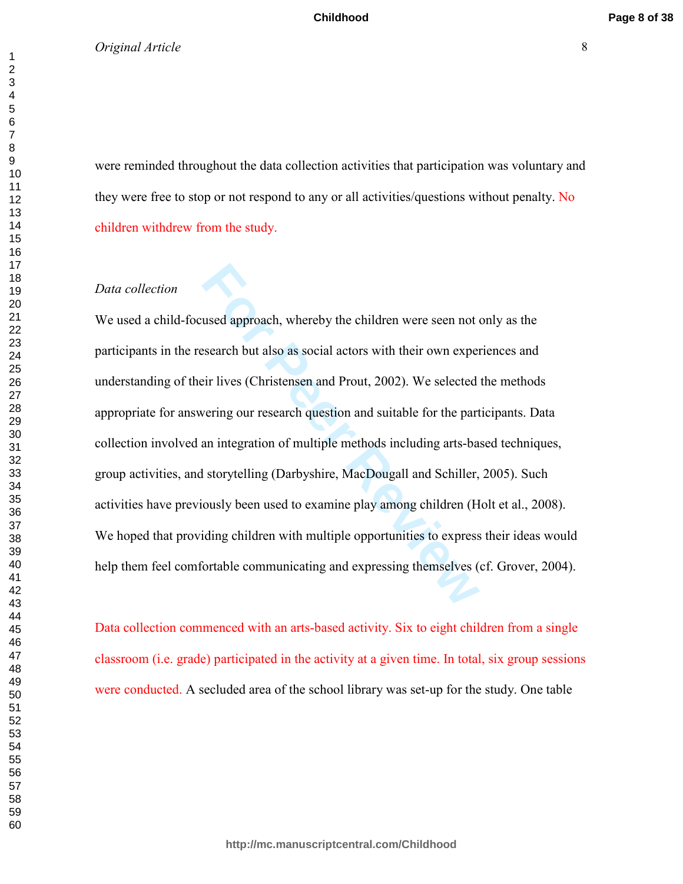were reminded throughout the data collection activities that participation was voluntary and they were free to stop or not respond to any or all activities/questions without penalty. No children withdrew from the study.

*Data collection*

We used a child-focused approach, whereby the children were seen not only as the participants in the research but also as social actors with their own experiences and understanding of their lives (Christensen and Prout, 2002). We selected the methods appropriate for answering our research question and suitable for the participants. Data collection involved an integration of multiple methods including arts-based techniques, group activities, and storytelling (Darbyshire, MacDougall and Schiller, 2005). Such activities have previously been used to examine play among children (Holt et al., 2008). We hoped that providing children with multiple opportunities to express their ideas would help them feel comfortable communicating and expressing themselves (cf. Grover, 2004).

Data collection commenced with an arts-based activity. Six to eight children from a single classroom (i.e. grade) participated in the activity at a given time. In total, six group sessions were conducted. A secluded area of the school library was set-up for the study. One table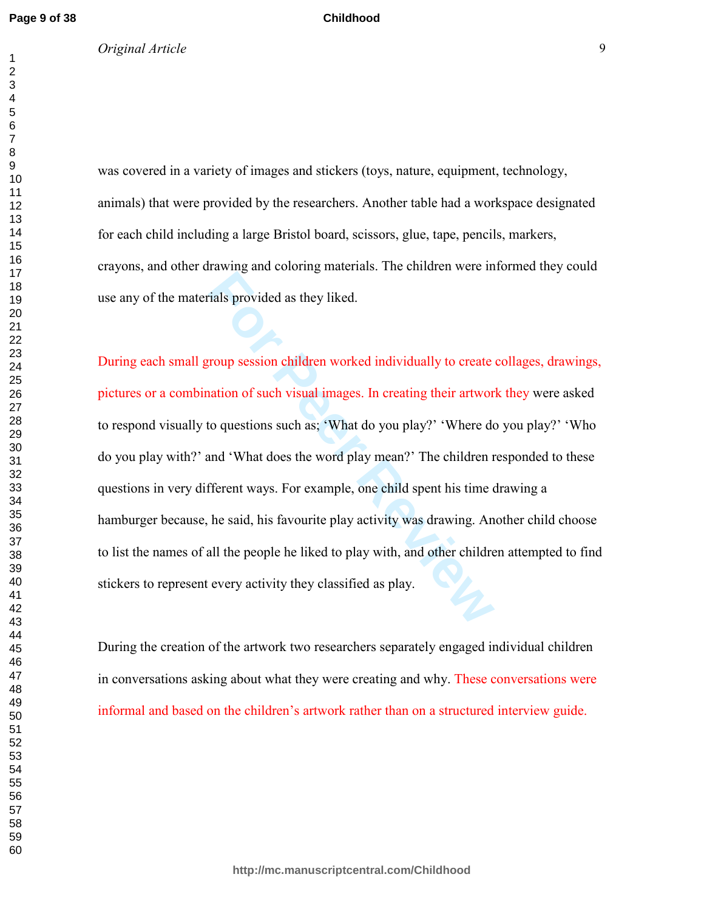was covered in a variety of images and stickers (toys, nature, equipment, technology, animals) that were provided by the researchers. Another table had a workspace designated for each child including a large Bristol board, scissors, glue, tape, pencils, markers, crayons, and other drawing and coloring materials. The children were informed they could use any of the materials provided as they liked.

During each small group session children worked individually to create collages, drawings, pictures or a combination of such visual images. In creating their artwork they were asked to respond visually to questions such as; 'What do you play?' 'Where do you play?' 'Who do you play with?' and 'What does the word play mean?' The children responded to these questions in very different ways. For example, one child spent his time drawing a hamburger because, he said, his favourite play activity was drawing. Another child choose to list the names of all the people he liked to play with, and other children attempted to find stickers to represent every activity they classified as play.

During the creation of the artwork two researchers separately engaged individual children in conversations asking about what they were creating and why. These conversations were informal and based on the children's artwork rather than on a structured interview guide.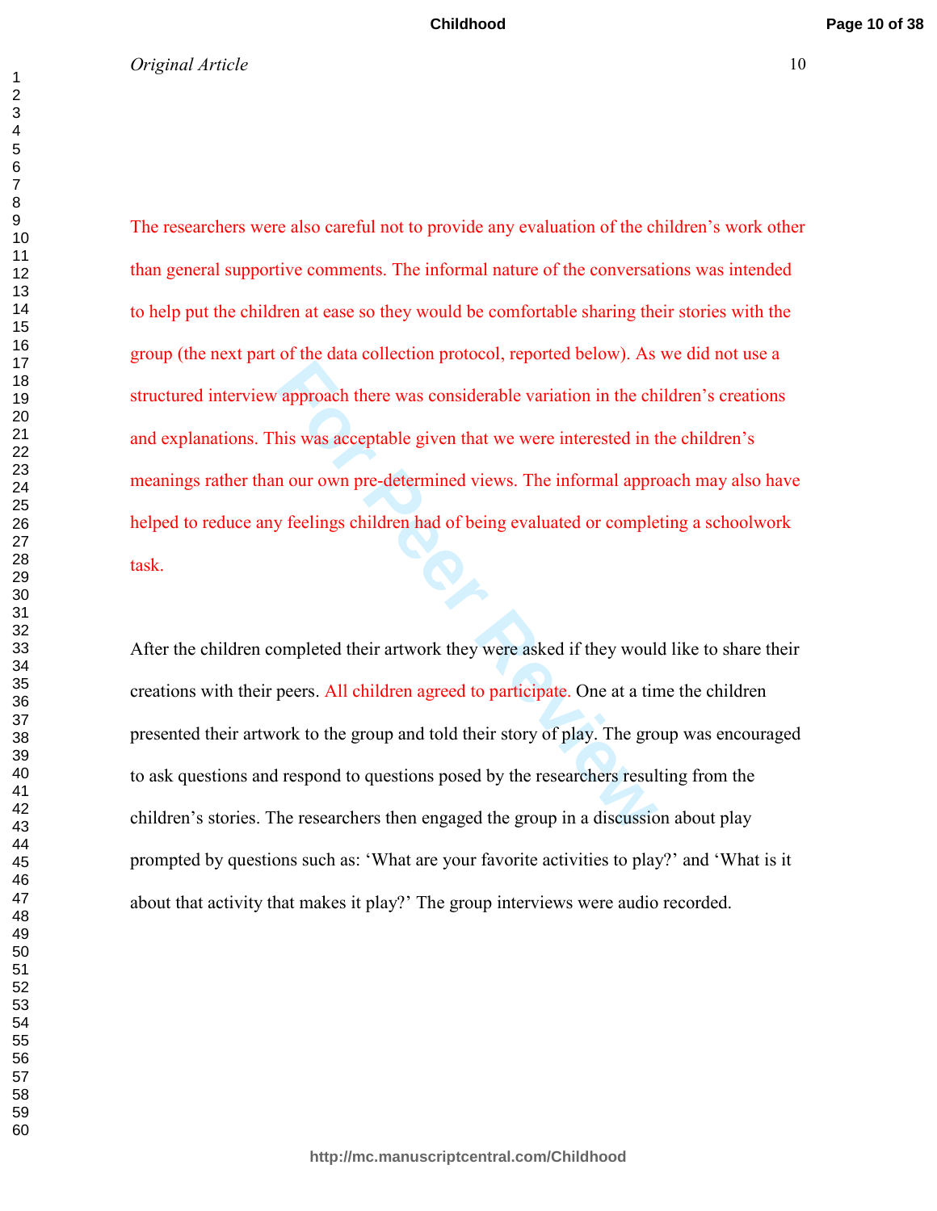The researchers were also careful not to provide any evaluation of the children's work other than general supportive comments. The informal nature of the conversations was intended to help put the children at ease so they would be comfortable sharing their stories with the group (the next part of the data collection protocol, reported below). As we did not use a structured interview approach there was considerable variation in the children's creations and explanations. This was acceptable given that we were interested in the children's meanings rather than our own pre-determined views. The informal approach may also have helped to reduce any feelings children had of being evaluated or completing a schoolwork task.

After the children completed their artwork they were asked if they would like to share their creations with their peers. All children agreed to participate. One at a time the children presented their artwork to the group and told their story of play. The group was encouraged to ask questions and respond to questions posed by the researchers resulting from the children's stories. The researchers then engaged the group in a discussion about play prompted by questions such as: 'What are your favorite activities to play?' and 'What is it about that activity that makes it play?' The group interviews were audio recorded.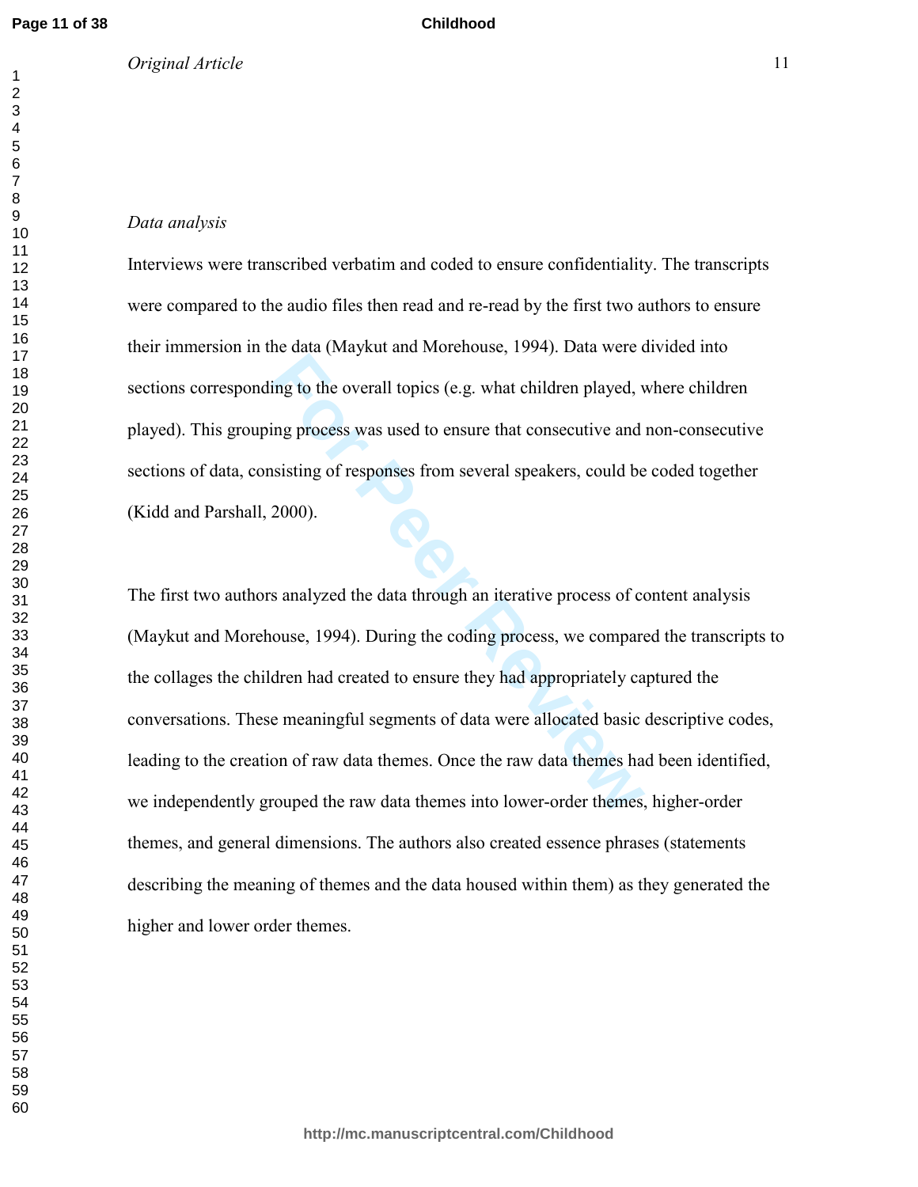*Data analysis*

Interviews were transcribed verbatim and coded to ensure confidentiality. The transcripts were compared to the audio files then read and re-read by the first two authors to ensure their immersion in the data (Maykut and Morehouse, 1994). Data were divided into sections corresponding to the overall topics (e.g. what children played, where children played). This grouping process was used to ensure that consecutive and non-consecutive sections of data, consisting of responses from several speakers, could be coded together (Kidd and Parshall, 2000).

The first two authors analyzed the data through an iterative process of content analysis (Maykut and Morehouse, 1994). During the coding process, we compared the transcripts to the collages the children had created to ensure they had appropriately captured the conversations. These meaningful segments of data were allocated basic descriptive codes, leading to the creation of raw data themes. Once the raw data themes had been identified, we independently grouped the raw data themes into lower-order themes, higher-order themes, and general dimensions. The authors also created essence phrases (statements describing the meaning of themes and the data housed within them) as they generated the higher and lower order themes.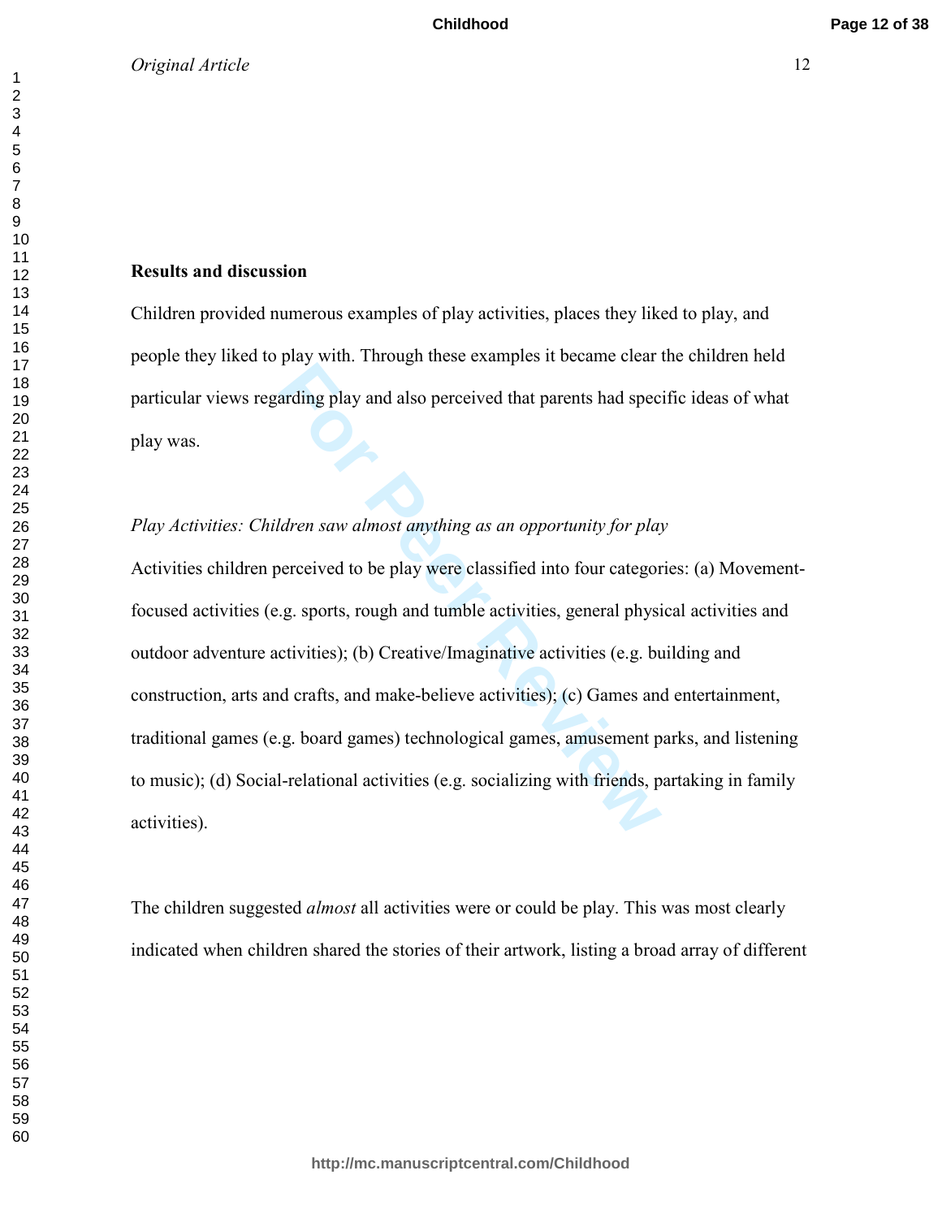**Results and discussion**

Children provided numerous examples of play activities, places they liked to play, and people they liked to play with. Through these examples it became clear the children held particular views regarding play and also perceived that parents had specific ideas of what play was.

*Play Activities: Children saw almost anything as an opportunity for play*

Activities children perceived to be play were classified into four categories: (a) Movement-focused activities (e.g. sports, rough and tumble activities, general physical activities and outdoor adventure activities); (b) Creative/Imaginative activities (e.g. building and construction, arts and crafts, and make-believe activities); (c) Games and entertainment, traditional games (e.g. board games) technological games, amusement parks, and listening to music); (d) Social-relational activities (e.g. socializing with friends, partaking in family activities).

The children suggested *almost* all activities were or could be play. This was most clearly indicated when children shared the stories of their artwork, listing a broad array of different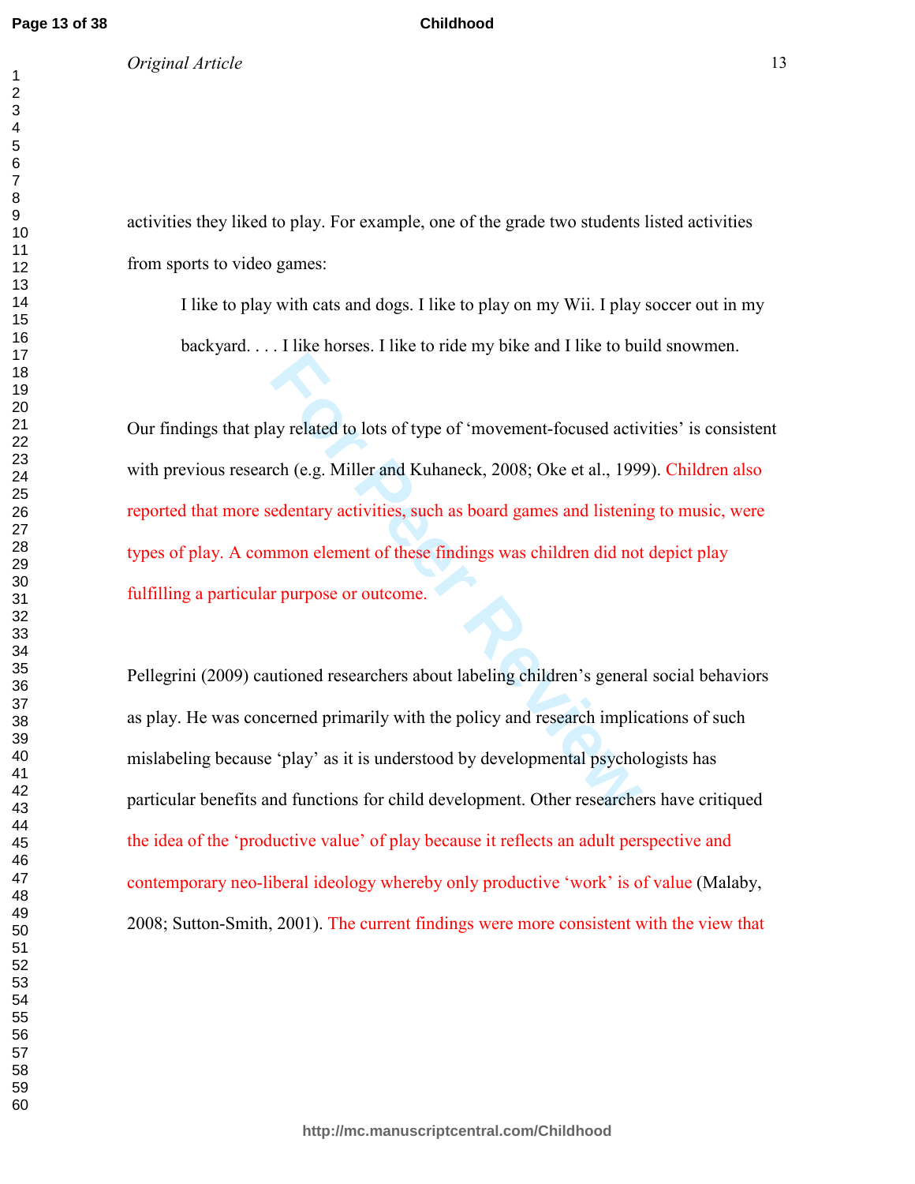activities they liked to play. For example, one of the grade two students listed activities from sports to video games:

> I like to play with cats and dogs. I like to play on my Wii. I play soccer out in my backyard. . . . I like horses. I like to ride my bike and I like to build snowmen.

Our findings that play related to lots of type of 'movement-focused activities' is consistent with previous research (e.g. Miller and Kuhaneck, 2008; Oke et al., 1999). Children also reported that more sedentary activities, such as board games and listening to music, were types of play. A common element of these findings was children did not depict play fulfilling a particular purpose or outcome.

Pellegrini (2009) cautioned researchers about labeling children's general social behaviors as play. He was concerned primarily with the policy and research implications of such mislabeling because 'play' as it is understood by developmental psychologists has particular benefits and functions for child development. Other researchers have critiqued the idea of the 'productive value' of play because it reflects an adult perspective and contemporary neo-liberal ideology whereby only productive 'work' is of value (Malaby, 2008; Sutton-Smith, 2001). The current findings were more consistent with the view that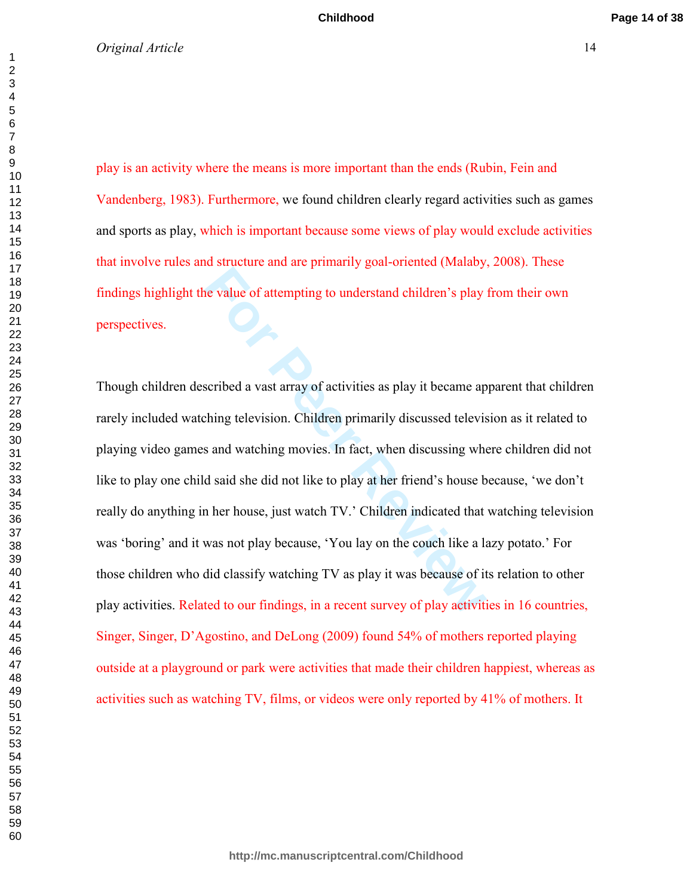play is an activity where the means is more important than the ends (Rubin, Fein and Vandenberg, 1983). Furthermore, we found children clearly regard activities such as games and sports as play, which is important because some views of play would exclude activities that involve rules and structure and are primarily goal-oriented (Malaby, 2008). These findings highlight the value of attempting to understand children's play from their own perspectives.

Though children described a vast array of activities as play it became apparent that children rarely included watching television. Children primarily discussed television as it related to playing video games and watching movies. In fact, when discussing where children did not like to play one child said she did not like to play at her friend's house because, 'we don't really do anything in her house, just watch TV.' Children indicated that watching television was 'boring' and it was not play because, 'You lay on the couch like a lazy potato.' For those children who did classify watching TV as play it was because of its relation to other play activities. Related to our findings, in a recent survey of play activities in 16 countries, Singer, Singer, D'Agostino, and DeLong (2009) found 54% of mothers reported playing outside at a playground or park were activities that made their children happiest, whereas as activities such as watching TV, films, or videos were only reported by 41% of mothers. It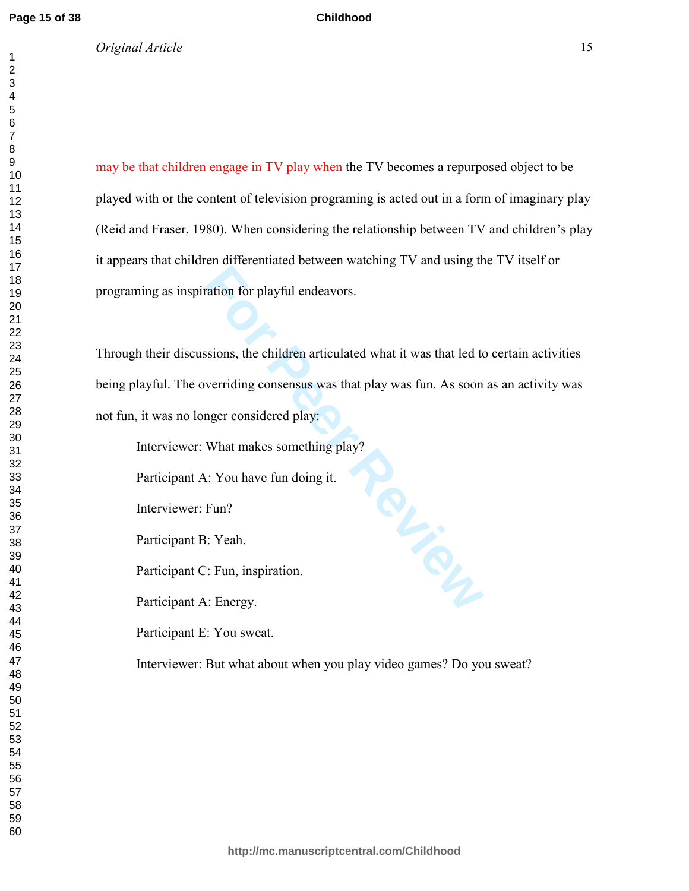may be that children engage in TV play when the TV becomes a repurposed object to be played with or the content of television programing is acted out in a form of imaginary play (Reid and Fraser, 1980). When considering the relationship between TV and children's play it appears that children differentiated between watching TV and using the TV itself or programing as inspiration for playful endeavors.

Through their discussions, the children articulated what it was that led to certain activities being playful. The overriding consensus was that play was fun. As soon as an activity was not fun, it was no longer considered play:

> Interviewer: What makes something play?
>
> Participant A: You have fun doing it.
>
> Interviewer: Fun?
>
> Participant B: Yeah.
>
> Participant C: Fun, inspiration.
>
> Participant A: Energy.
>
> Participant E: You sweat.
>
> Interviewer: But what about when you play video games? Do you sweat?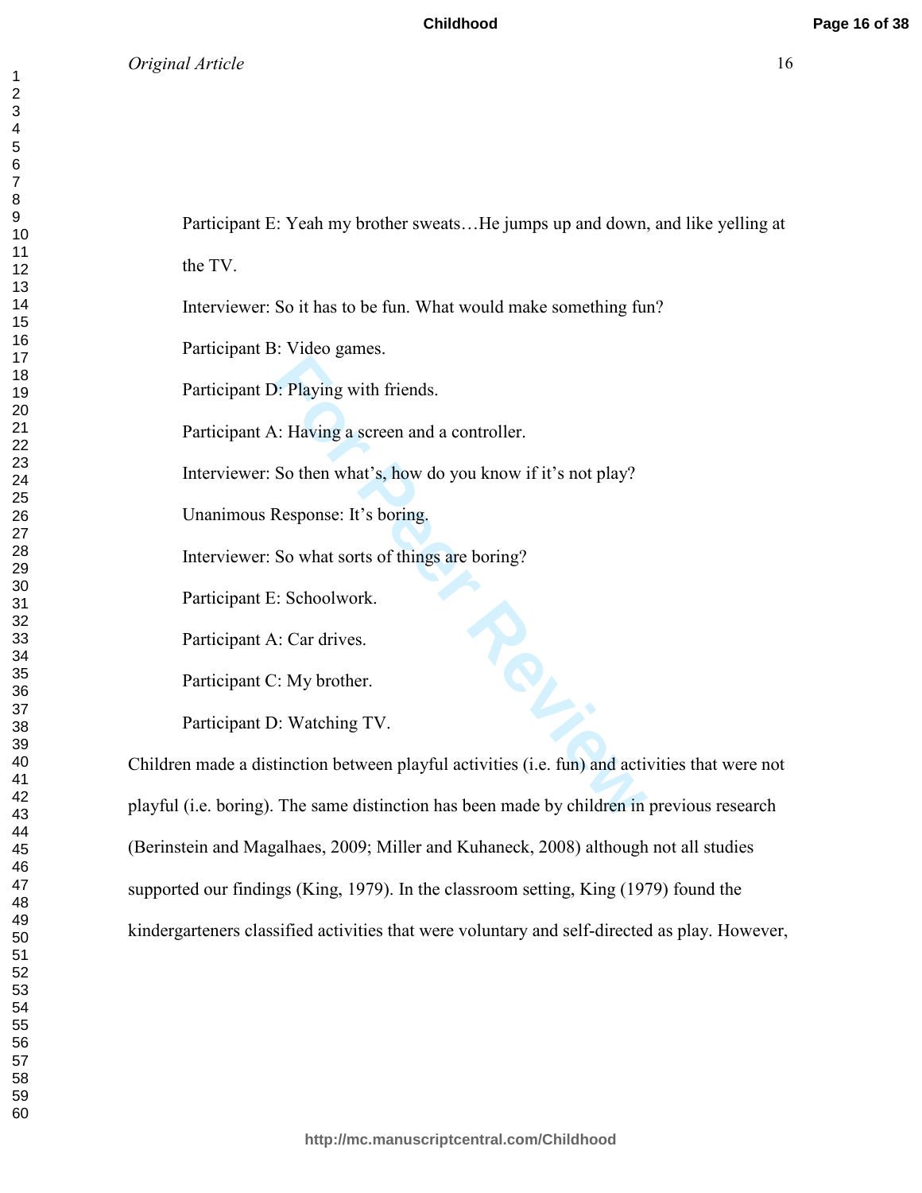Participant E: Yeah my brother sweats…He jumps up and down, and like yelling at the TV.

Interviewer: So it has to be fun. What would make something fun?

Participant B: Video games.

Participant D: Playing with friends.

Participant A: Having a screen and a controller.

Interviewer: So then what's, how do you know if it's not play?

Unanimous Response: It's boring.

Interviewer: So what sorts of things are boring?

Participant E: Schoolwork.

Participant A: Car drives.

Participant C: My brother.

Participant D: Watching TV.

Children made a distinction between playful activities (i.e. fun) and activities that were not playful (i.e. boring). The same distinction has been made by children in previous research (Berinstein and Magalhaes, 2009; Miller and Kuhaneck, 2008) although not all studies supported our findings (King, 1979). In the classroom setting, King (1979) found the kindergarteners classified activities that were voluntary and self-directed as play. However,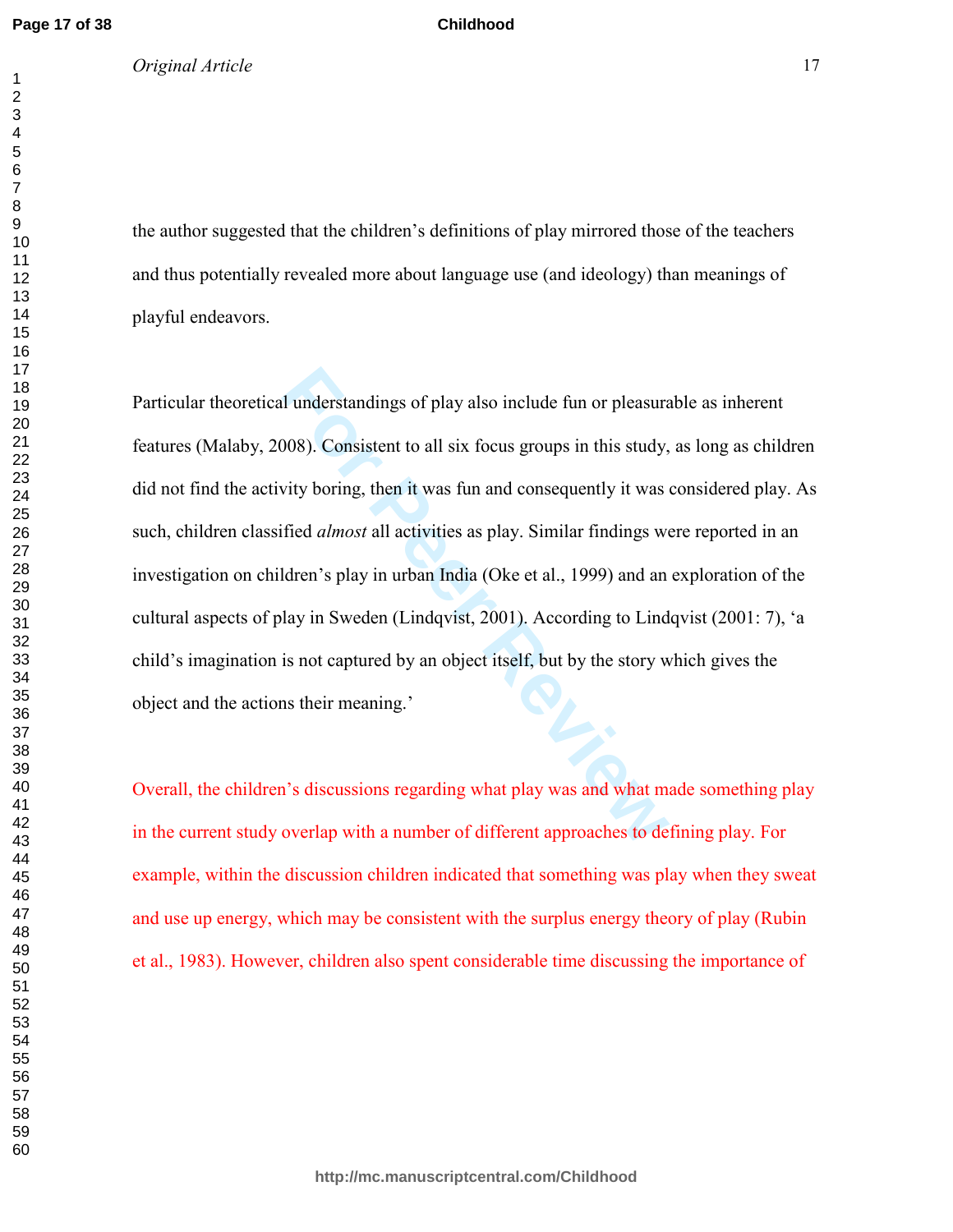the author suggested that the children's definitions of play mirrored those of the teachers and thus potentially revealed more about language use (and ideology) than meanings of playful endeavors.

Particular theoretical understandings of play also include fun or pleasurable as inherent features (Malaby, 2008). Consistent to all six focus groups in this study, as long as children did not find the activity boring, then it was fun and consequently it was considered play. As such, children classified *almost* all activities as play. Similar findings were reported in an investigation on children's play in urban India (Oke et al., 1999) and an exploration of the cultural aspects of play in Sweden (Lindqvist, 2001). According to Lindqvist (2001: 7), 'a child's imagination is not captured by an object itself, but by the story which gives the object and the actions their meaning.'

Overall, the children's discussions regarding what play was and what made something play in the current study overlap with a number of different approaches to defining play. For example, within the discussion children indicated that something was play when they sweat and use up energy, which may be consistent with the surplus energy theory of play (Rubin et al., 1983). However, children also spent considerable time discussing the importance of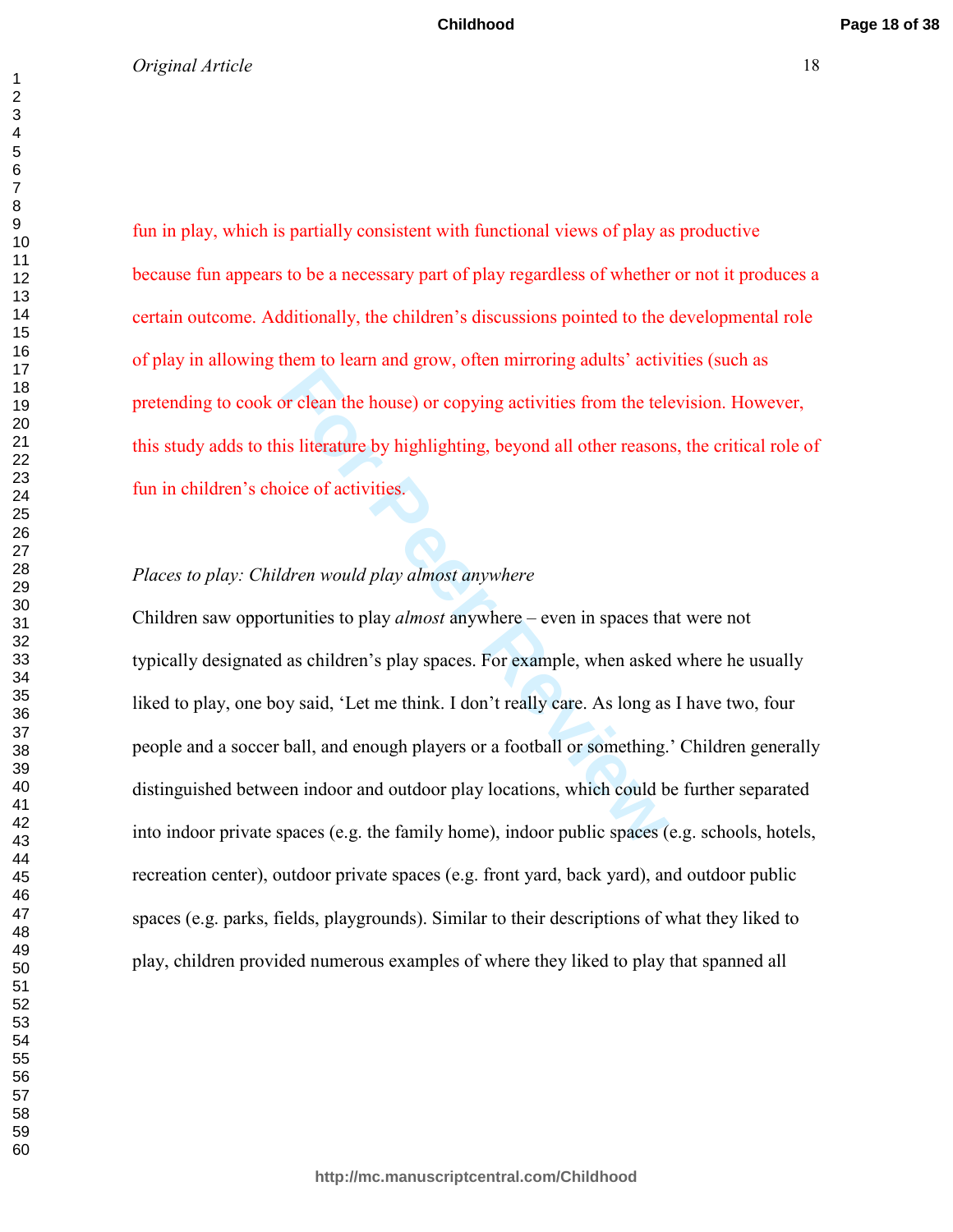fun in play, which is partially consistent with functional views of play as productive because fun appears to be a necessary part of play regardless of whether or not it produces a certain outcome. Additionally, the children's discussions pointed to the developmental role of play in allowing them to learn and grow, often mirroring adults' activities (such as pretending to cook or clean the house) or copying activities from the television. However, this study adds to this literature by highlighting, beyond all other reasons, the critical role of fun in children's choice of activities.

*Places to play: Children would play almost anywhere*

Children saw opportunities to play *almost* anywhere – even in spaces that were not typically designated as children's play spaces. For example, when asked where he usually liked to play, one boy said, 'Let me think. I don't really care. As long as I have two, four people and a soccer ball, and enough players or a football or something.' Children generally distinguished between indoor and outdoor play locations, which could be further separated into indoor private spaces (e.g. the family home), indoor public spaces (e.g. schools, hotels, recreation center), outdoor private spaces (e.g. front yard, back yard), and outdoor public spaces (e.g. parks, fields, playgrounds). Similar to their descriptions of what they liked to play, children provided numerous examples of where they liked to play that spanned all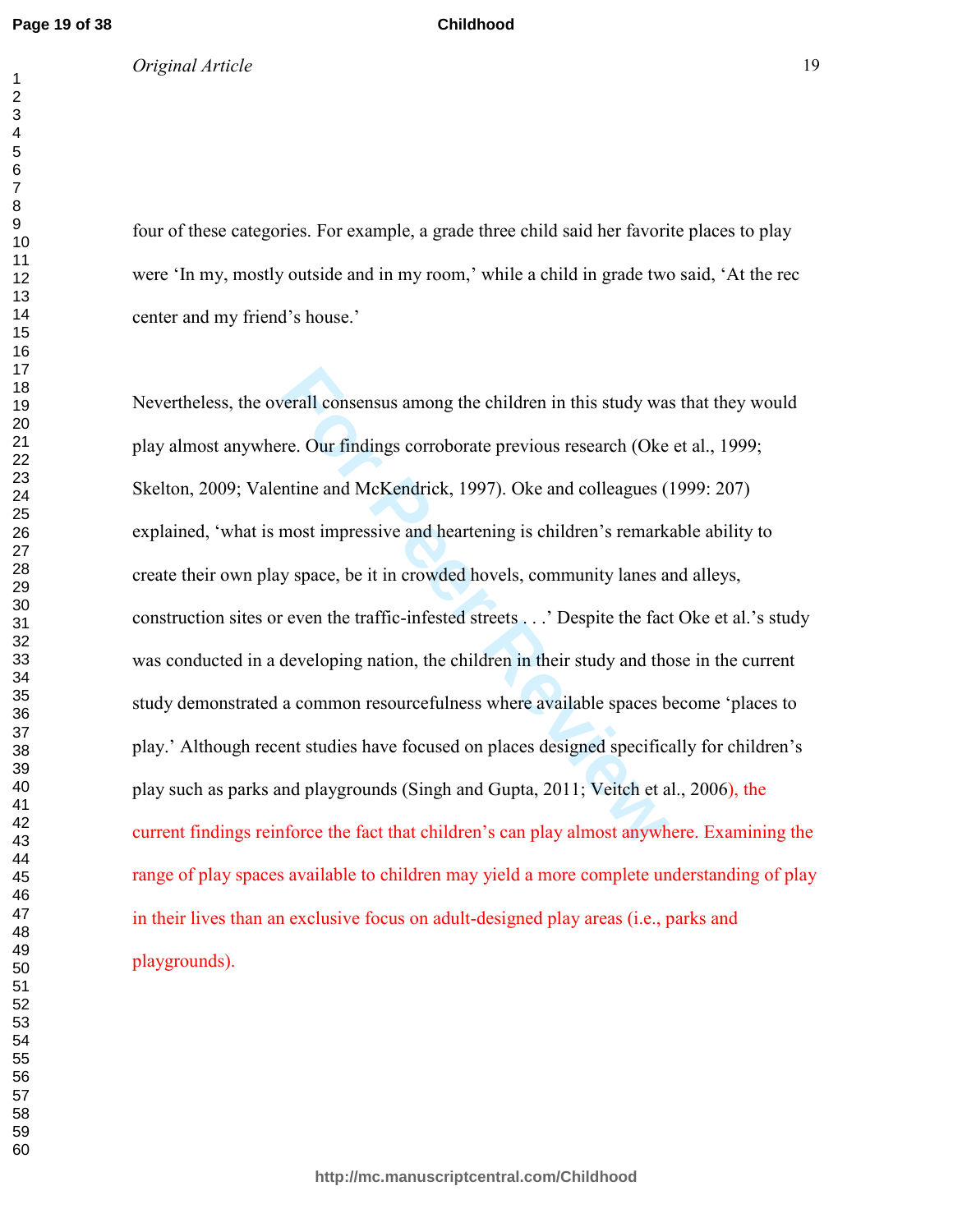four of these categories. For example, a grade three child said her favorite places to play were 'In my, mostly outside and in my room,' while a child in grade two said, 'At the rec center and my friend's house.'

Nevertheless, the overall consensus among the children in this study was that they would play almost anywhere. Our findings corroborate previous research (Oke et al., 1999; Skelton, 2009; Valentine and McKendrick, 1997). Oke and colleagues (1999: 207) explained, 'what is most impressive and heartening is children's remarkable ability to create their own play space, be it in crowded hovels, community lanes and alleys, construction sites or even the traffic-infested streets . . .' Despite the fact Oke et al.'s study was conducted in a developing nation, the children in their study and those in the current study demonstrated a common resourcefulness where available spaces become 'places to play.' Although recent studies have focused on places designed specifically for children's play such as parks and playgrounds (Singh and Gupta, 2011; Veitch et al., 2006), the current findings reinforce the fact that children's can play almost anywhere. Examining the range of play spaces available to children may yield a more complete understanding of play in their lives than an exclusive focus on adult-designed play areas (i.e., parks and playgrounds).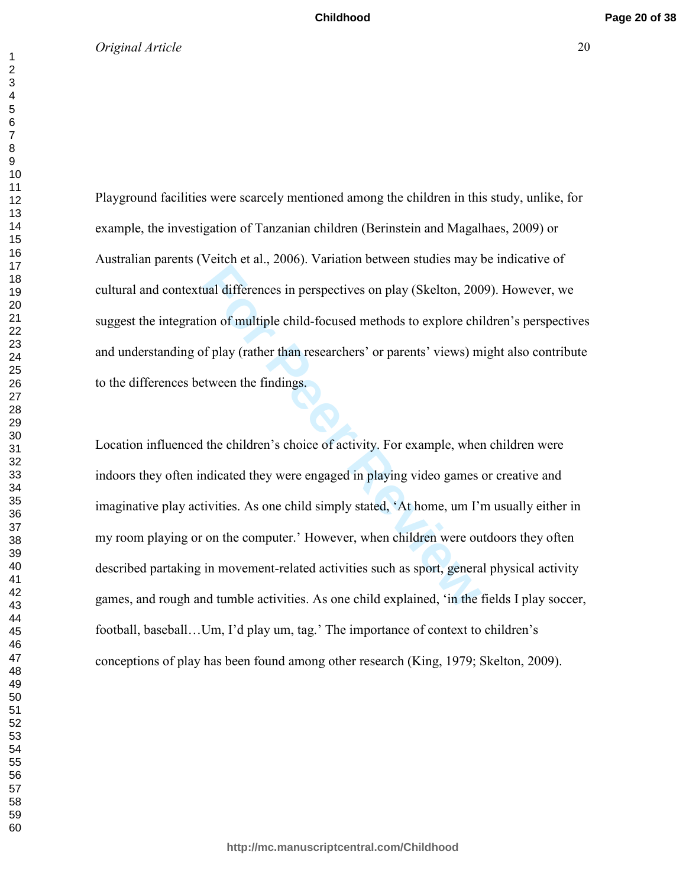Playground facilities were scarcely mentioned among the children in this study, unlike, for example, the investigation of Tanzanian children (Berinstein and Magalhaes, 2009) or Australian parents (Veitch et al., 2006). Variation between studies may be indicative of cultural and contextual differences in perspectives on play (Skelton, 2009). However, we suggest the integration of multiple child-focused methods to explore children's perspectives and understanding of play (rather than researchers' or parents' views) might also contribute to the differences between the findings.

Location influenced the children's choice of activity. For example, when children were indoors they often indicated they were engaged in playing video games or creative and imaginative play activities. As one child simply stated, 'At home, um I'm usually either in my room playing or on the computer.' However, when children were outdoors they often described partaking in movement-related activities such as sport, general physical activity games, and rough and tumble activities. As one child explained, 'in the fields I play soccer, football, baseball…Um, I'd play um, tag.' The importance of context to children's conceptions of play has been found among other research (King, 1979; Skelton, 2009).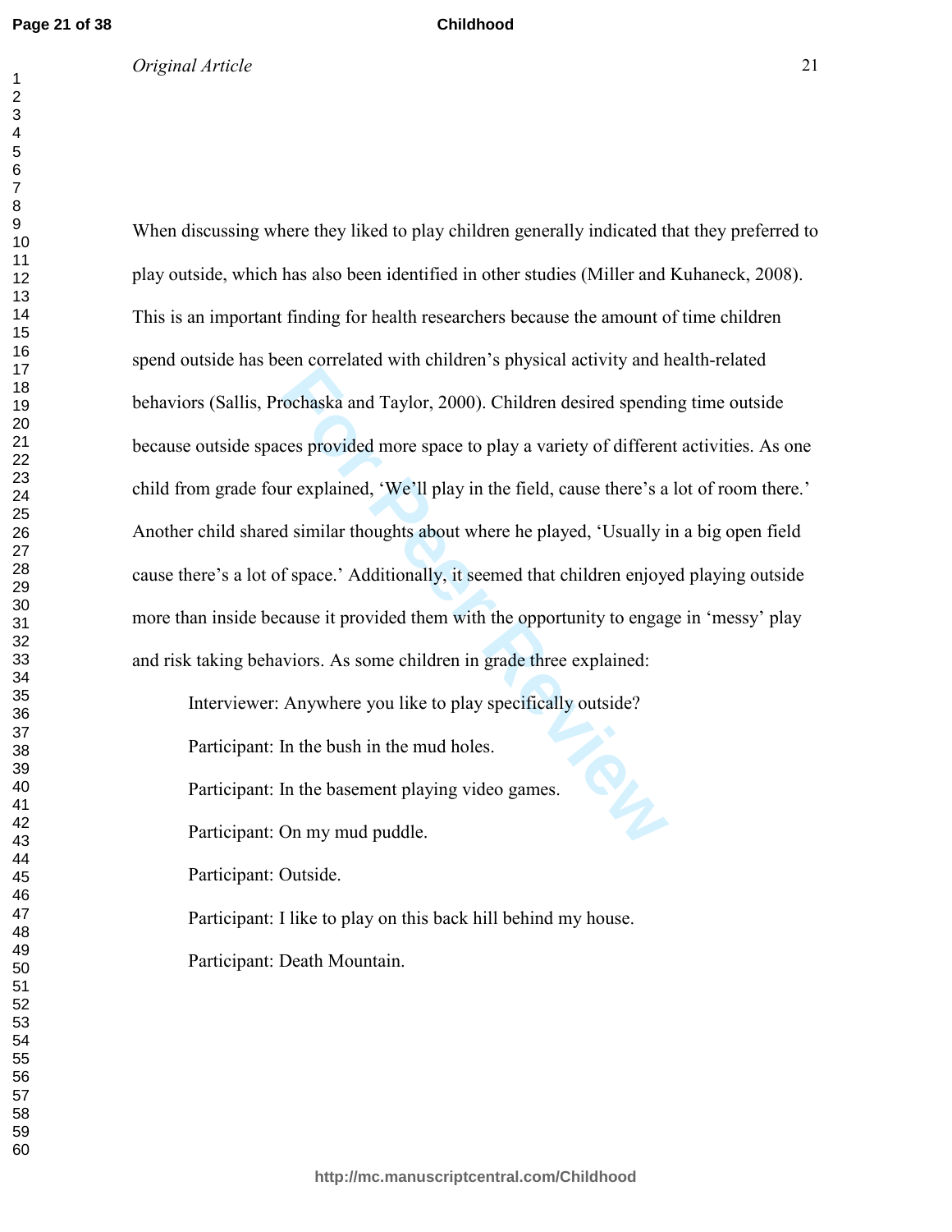When discussing where they liked to play children generally indicated that they preferred to play outside, which has also been identified in other studies (Miller and Kuhaneck, 2008). This is an important finding for health researchers because the amount of time children spend outside has been correlated with children's physical activity and health-related behaviors (Sallis, Prochaska and Taylor, 2000). Children desired spending time outside because outside spaces provided more space to play a variety of different activities. As one child from grade four explained, 'We'll play in the field, cause there's a lot of room there.' Another child shared similar thoughts about where he played, 'Usually in a big open field cause there's a lot of space.' Additionally, it seemed that children enjoyed playing outside more than inside because it provided them with the opportunity to engage in 'messy' play and risk taking behaviors. As some children in grade three explained:

> Interviewer: Anywhere you like to play specifically outside?
>
> Participant: In the bush in the mud holes.
>
> Participant: In the basement playing video games.
>
> Participant: On my mud puddle.
>
> Participant: Outside.
>
> Participant: I like to play on this back hill behind my house.
>
> Participant: Death Mountain.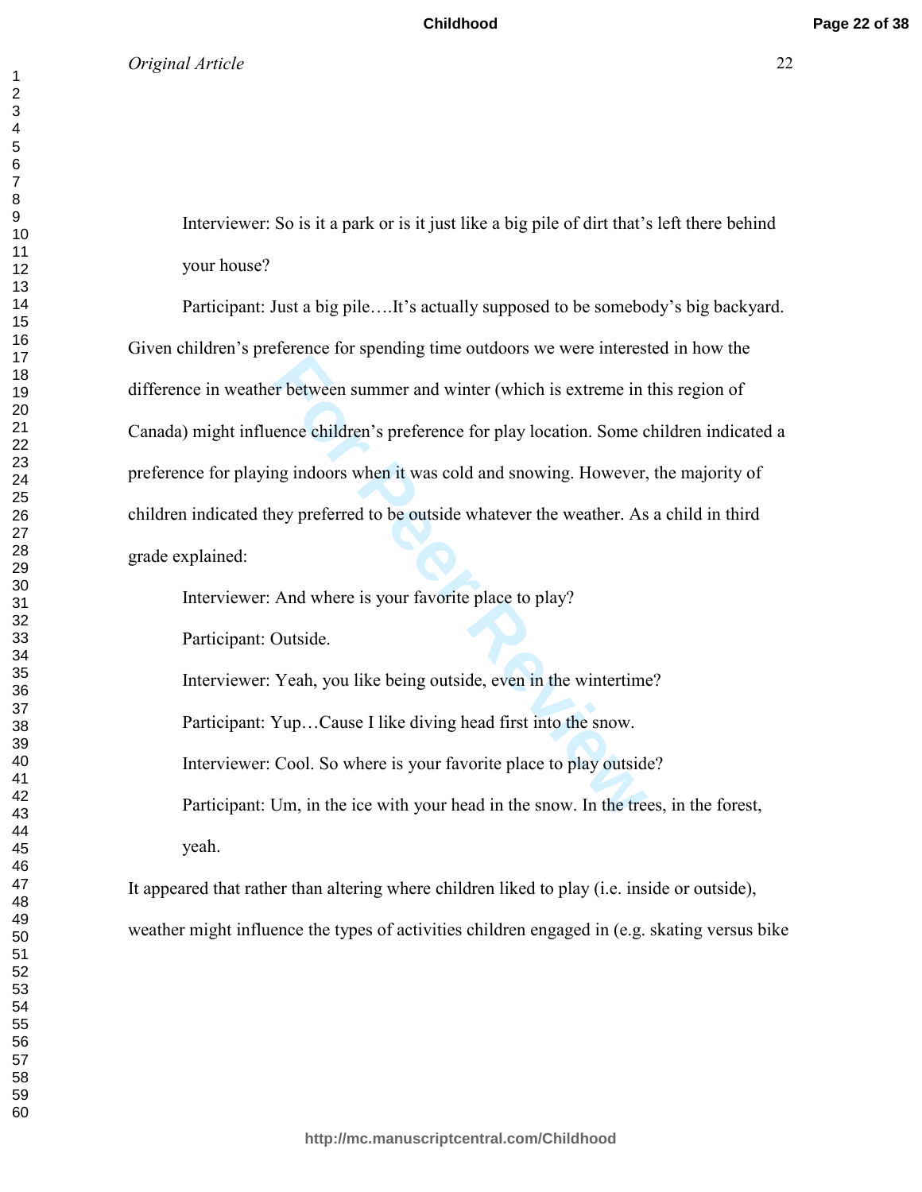Interviewer: So is it a park or is it just like a big pile of dirt that's left there behind your house?

Participant: Just a big pile….It's actually supposed to be somebody's big backyard.

Given children's preference for spending time outdoors we were interested in how the difference in weather between summer and winter (which is extreme in this region of Canada) might influence children's preference for play location. Some children indicated a preference for playing indoors when it was cold and snowing. However, the majority of children indicated they preferred to be outside whatever the weather. As a child in third grade explained:

Interviewer: And where is your favorite place to play?

Participant: Outside.

Interviewer: Yeah, you like being outside, even in the wintertime?

Participant: Yup…Cause I like diving head first into the snow.

Interviewer: Cool. So where is your favorite place to play outside?

Participant: Um, in the ice with your head in the snow. In the trees, in the forest, yeah.

It appeared that rather than altering where children liked to play (i.e. inside or outside), weather might influence the types of activities children engaged in (e.g. skating versus bike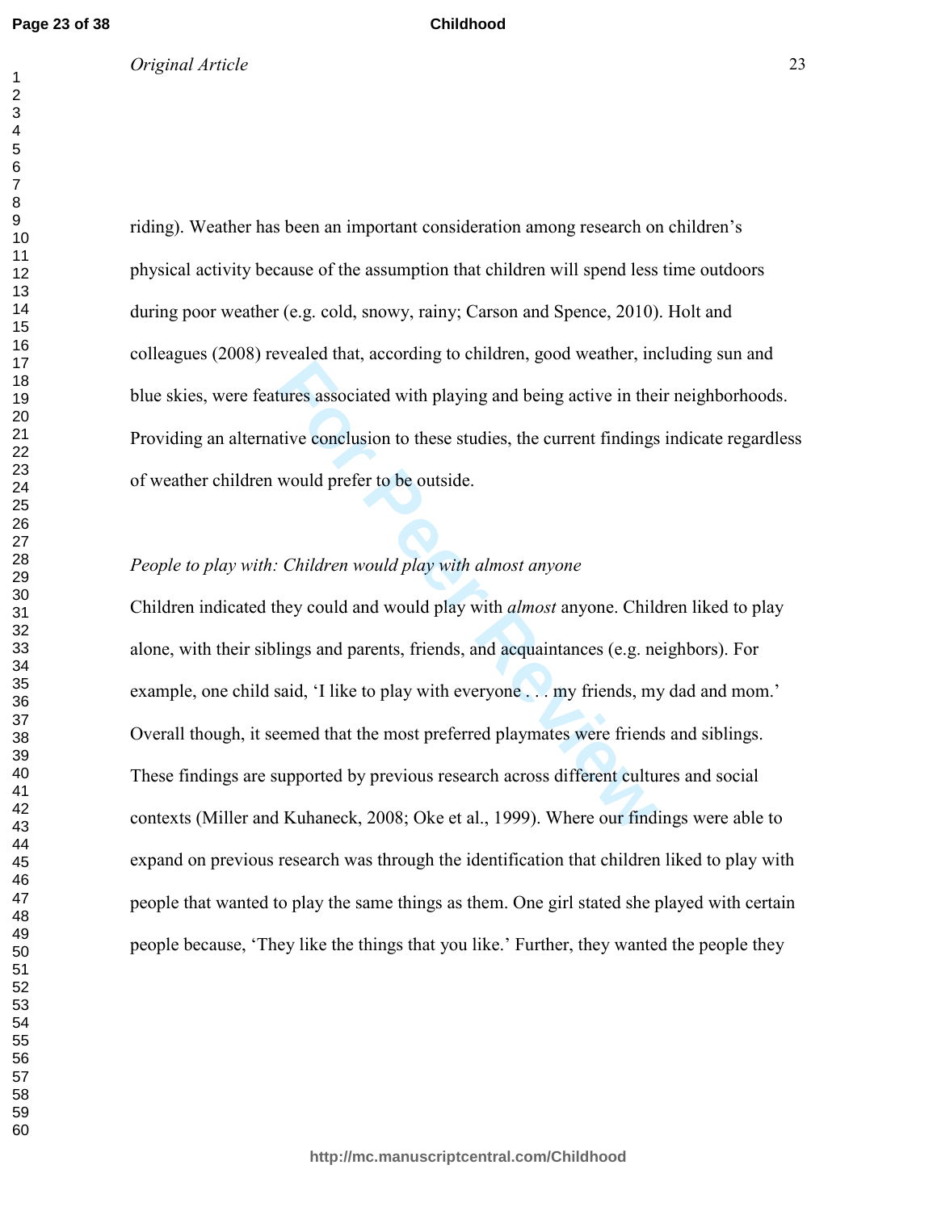riding). Weather has been an important consideration among research on children's physical activity because of the assumption that children will spend less time outdoors during poor weather (e.g. cold, snowy, rainy; Carson and Spence, 2010). Holt and colleagues (2008) revealed that, according to children, good weather, including sun and blue skies, were features associated with playing and being active in their neighborhoods. Providing an alternative conclusion to these studies, the current findings indicate regardless of weather children would prefer to be outside.

*People to play with: Children would play with almost anyone*

Children indicated they could and would play with *almost* anyone. Children liked to play alone, with their siblings and parents, friends, and acquaintances (e.g. neighbors). For example, one child said, 'I like to play with everyone . . . my friends, my dad and mom.' Overall though, it seemed that the most preferred playmates were friends and siblings. These findings are supported by previous research across different cultures and social contexts (Miller and Kuhaneck, 2008; Oke et al., 1999). Where our findings were able to expand on previous research was through the identification that children liked to play with people that wanted to play the same things as them. One girl stated she played with certain people because, 'They like the things that you like.' Further, they wanted the people they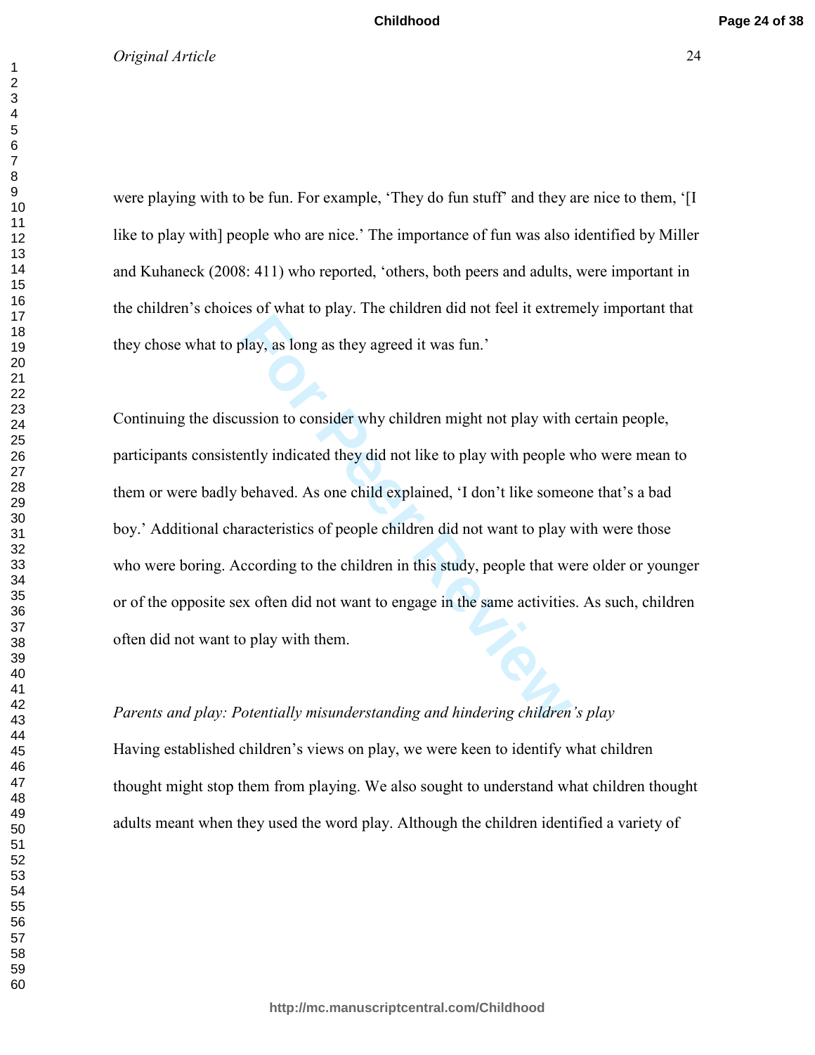were playing with to be fun. For example, 'They do fun stuff' and they are nice to them, '[I like to play with] people who are nice.' The importance of fun was also identified by Miller and Kuhaneck (2008: 411) who reported, 'others, both peers and adults, were important in the children's choices of what to play. The children did not feel it extremely important that they chose what to play, as long as they agreed it was fun.'

Continuing the discussion to consider why children might not play with certain people, participants consistently indicated they did not like to play with people who were mean to them or were badly behaved. As one child explained, 'I don't like someone that's a bad boy.' Additional characteristics of people children did not want to play with were those who were boring. According to the children in this study, people that were older or younger or of the opposite sex often did not want to engage in the same activities. As such, children often did not want to play with them.

*Parents and play: Potentially misunderstanding and hindering children's play*

Having established children's views on play, we were keen to identify what children thought might stop them from playing. We also sought to understand what children thought adults meant when they used the word play. Although the children identified a variety of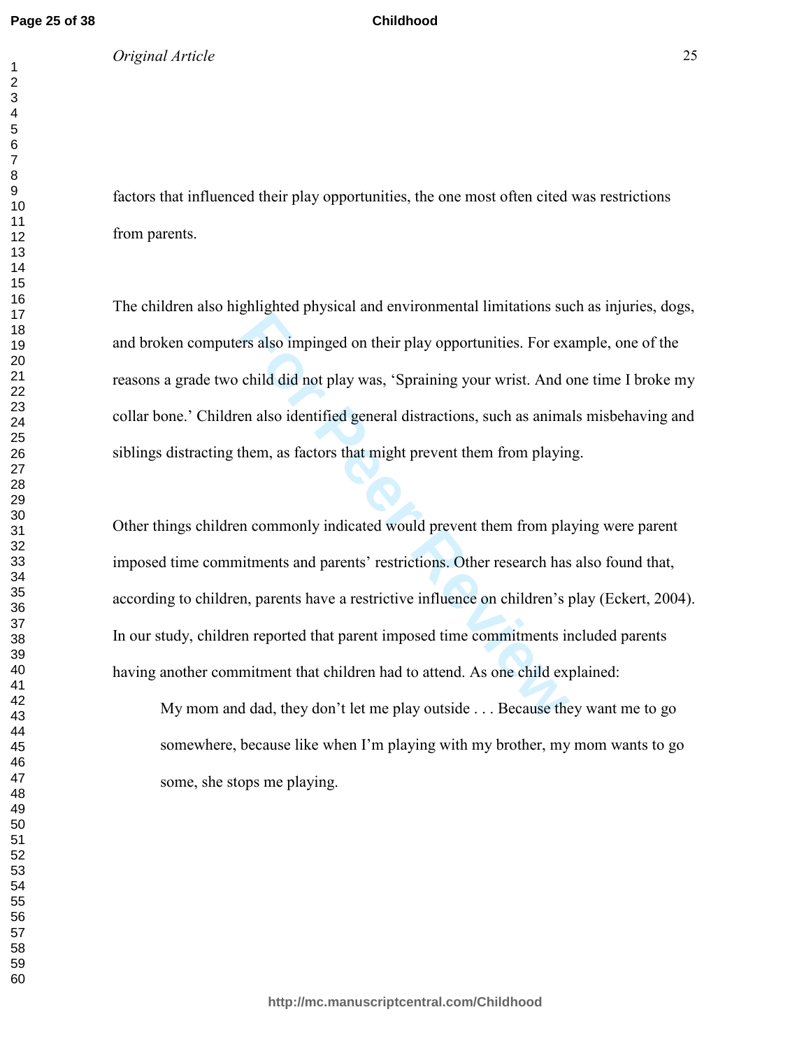factors that influenced their play opportunities, the one most often cited was restrictions from parents.

The children also highlighted physical and environmental limitations such as injuries, dogs, and broken computers also impinged on their play opportunities. For example, one of the reasons a grade two child did not play was, 'Spraining your wrist. And one time I broke my collar bone.' Children also identified general distractions, such as animals misbehaving and siblings distracting them, as factors that might prevent them from playing.

Other things children commonly indicated would prevent them from playing were parent imposed time commitments and parents' restrictions. Other research has also found that, according to children, parents have a restrictive influence on children's play (Eckert, 2004). In our study, children reported that parent imposed time commitments included parents having another commitment that children had to attend. As one child explained:

> My mom and dad, they don't let me play outside . . . Because they want me to go somewhere, because like when I'm playing with my brother, my mom wants to go some, she stops me playing.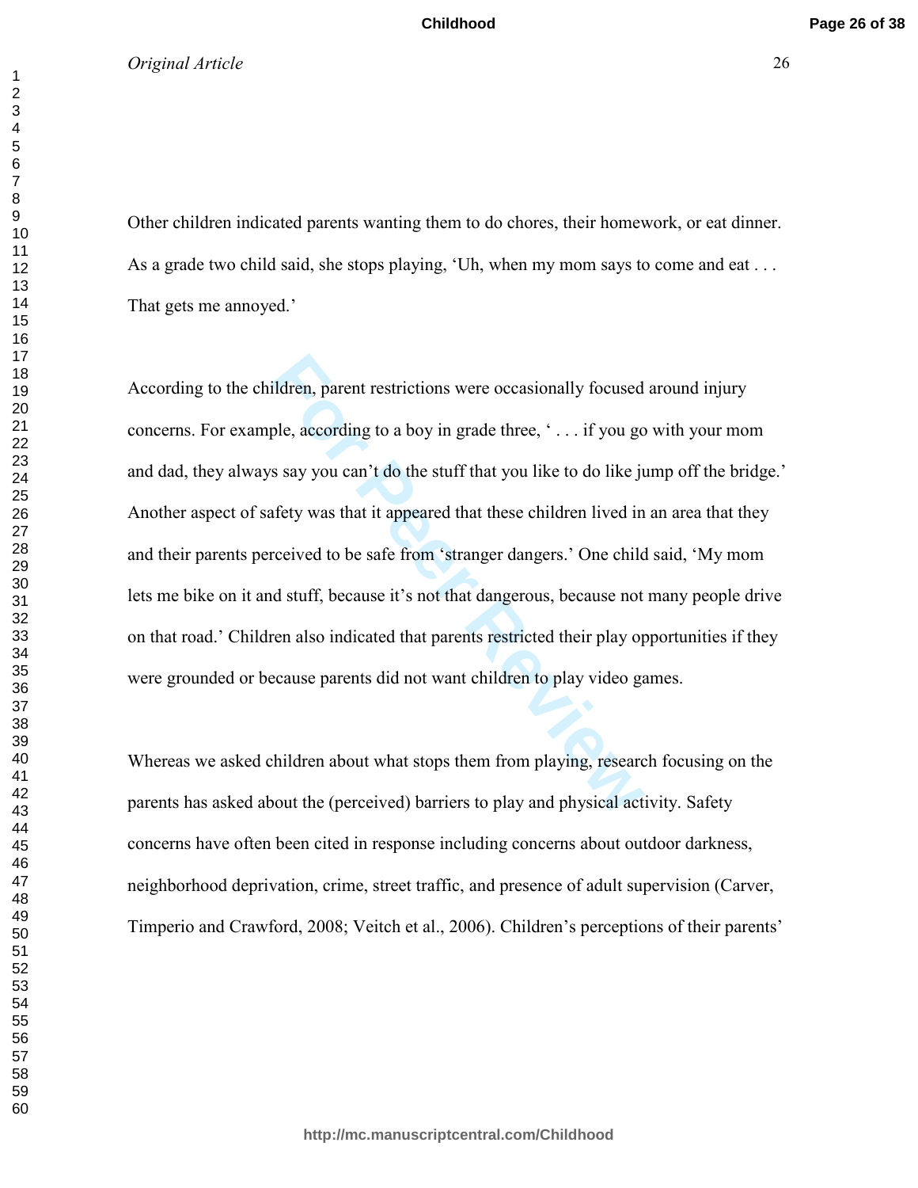Other children indicated parents wanting them to do chores, their homework, or eat dinner. As a grade two child said, she stops playing, ‘Uh, when my mom says to come and eat . . . That gets me annoyed.’

According to the children, parent restrictions were occasionally focused around injury concerns. For example, according to a boy in grade three, ‘ . . . if you go with your mom and dad, they always say you can’t do the stuff that you like to do like jump off the bridge.’ Another aspect of safety was that it appeared that these children lived in an area that they and their parents perceived to be safe from ‘stranger dangers.’ One child said, ‘My mom lets me bike on it and stuff, because it’s not that dangerous, because not many people drive on that road.’ Children also indicated that parents restricted their play opportunities if they were grounded or because parents did not want children to play video games.

Whereas we asked children about what stops them from playing, research focusing on the parents has asked about the (perceived) barriers to play and physical activity. Safety concerns have often been cited in response including concerns about outdoor darkness, neighborhood deprivation, crime, street traffic, and presence of adult supervision (Carver, Timperio and Crawford, 2008; Veitch et al., 2006). Children’s perceptions of their parents’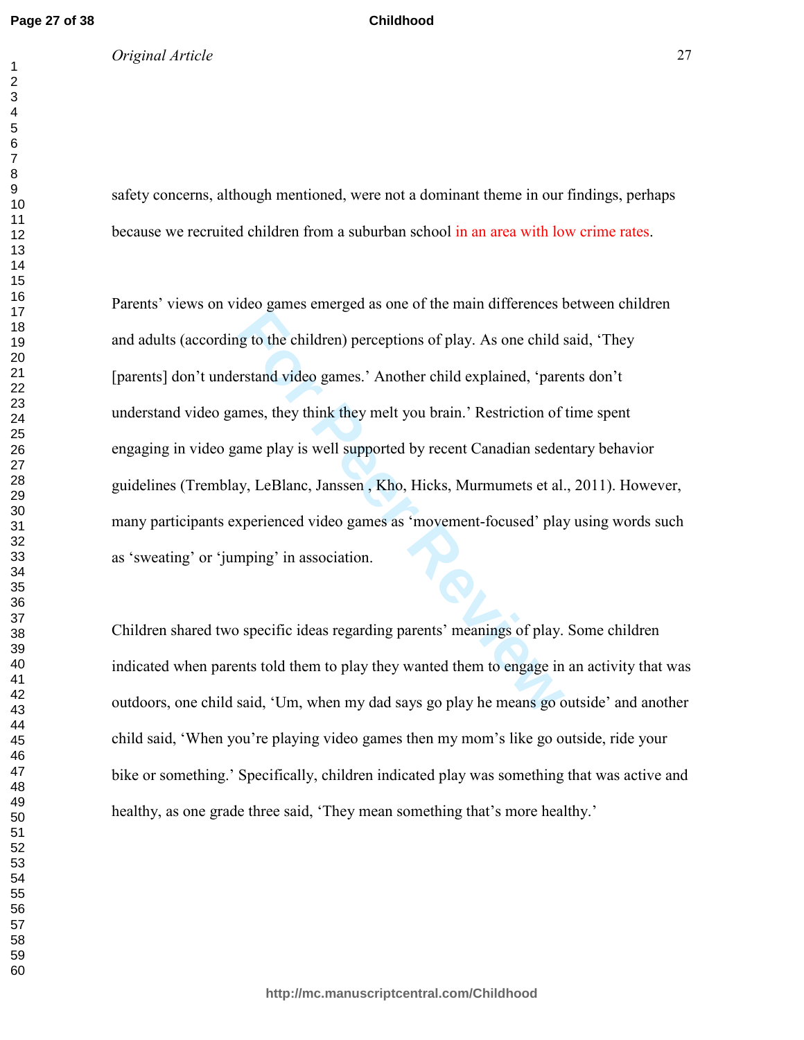safety concerns, although mentioned, were not a dominant theme in our findings, perhaps because we recruited children from a suburban school in an area with low crime rates.

Parents' views on video games emerged as one of the main differences between children and adults (according to the children) perceptions of play. As one child said, 'They [parents] don't understand video games.' Another child explained, 'parents don't understand video games, they think they melt you brain.' Restriction of time spent engaging in video game play is well supported by recent Canadian sedentary behavior guidelines (Tremblay, LeBlanc, Janssen , Kho, Hicks, Murmumets et al., 2011). However, many participants experienced video games as 'movement-focused' play using words such as 'sweating' or 'jumping' in association.

Children shared two specific ideas regarding parents' meanings of play. Some children indicated when parents told them to play they wanted them to engage in an activity that was outdoors, one child said, 'Um, when my dad says go play he means go outside' and another child said, 'When you're playing video games then my mom's like go outside, ride your bike or something.' Specifically, children indicated play was something that was active and healthy, as one grade three said, 'They mean something that's more healthy.'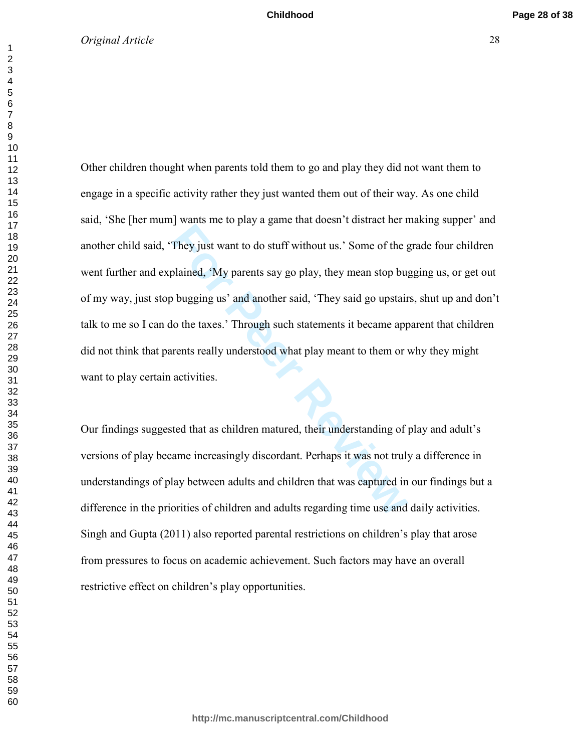Other children thought when parents told them to go and play they did not want them to engage in a specific activity rather they just wanted them out of their way. As one child said, ‘She [her mum] wants me to play a game that doesn’t distract her making supper’ and another child said, ‘They just want to do stuff without us.’ Some of the grade four children went further and explained, ‘My parents say go play, they mean stop bugging us, or get out of my way, just stop bugging us’ and another said, ‘They said go upstairs, shut up and don’t talk to me so I can do the taxes.’ Through such statements it became apparent that children did not think that parents really understood what play meant to them or why they might want to play certain activities.

Our findings suggested that as children matured, their understanding of play and adult’s versions of play became increasingly discordant. Perhaps it was not truly a difference in understandings of play between adults and children that was captured in our findings but a difference in the priorities of children and adults regarding time use and daily activities. Singh and Gupta (2011) also reported parental restrictions on children’s play that arose from pressures to focus on academic achievement. Such factors may have an overall restrictive effect on children’s play opportunities.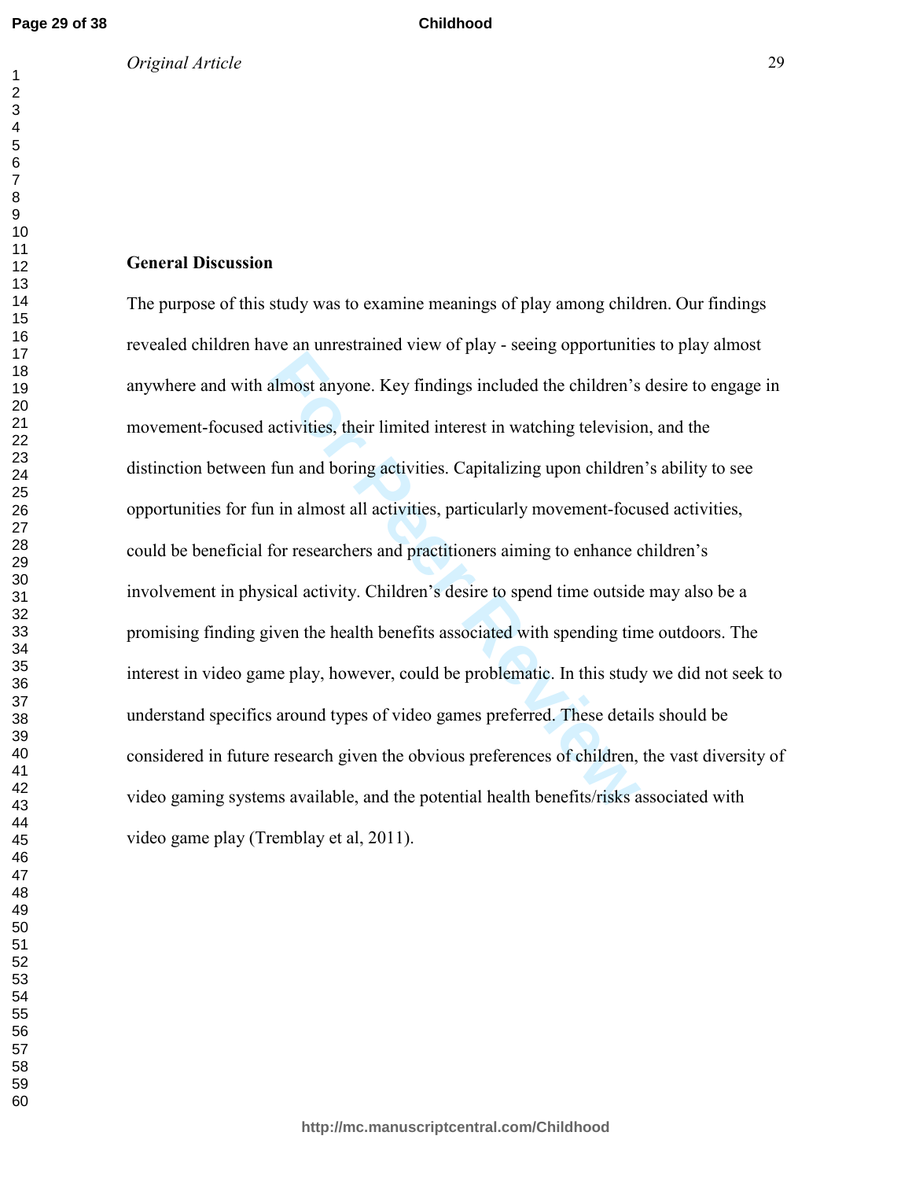## General Discussion

The purpose of this study was to examine meanings of play among children. Our findings revealed children have an unrestrained view of play - seeing opportunities to play almost anywhere and with almost anyone. Key findings included the children's desire to engage in movement-focused activities, their limited interest in watching television, and the distinction between fun and boring activities. Capitalizing upon children's ability to see opportunities for fun in almost all activities, particularly movement-focused activities, could be beneficial for researchers and practitioners aiming to enhance children's involvement in physical activity. Children's desire to spend time outside may also be a promising finding given the health benefits associated with spending time outdoors. The interest in video game play, however, could be problematic. In this study we did not seek to understand specifics around types of video games preferred. These details should be considered in future research given the obvious preferences of children, the vast diversity of video gaming systems available, and the potential health benefits/risks associated with video game play (Tremblay et al, 2011).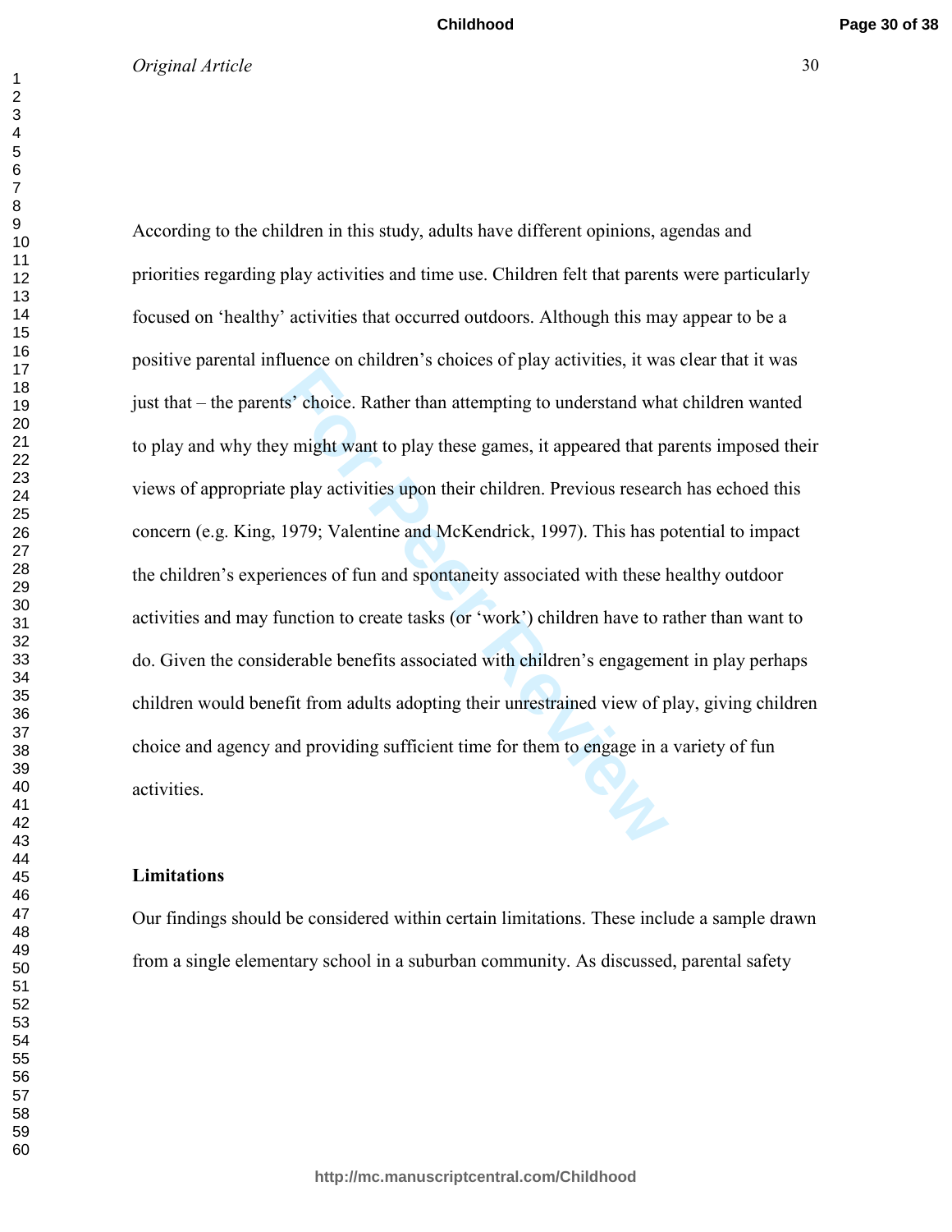According to the children in this study, adults have different opinions, agendas and priorities regarding play activities and time use. Children felt that parents were particularly focused on 'healthy' activities that occurred outdoors. Although this may appear to be a positive parental influence on children's choices of play activities, it was clear that it was just that – the parents' choice. Rather than attempting to understand what children wanted to play and why they might want to play these games, it appeared that parents imposed their views of appropriate play activities upon their children. Previous research has echoed this concern (e.g. King, 1979; Valentine and McKendrick, 1997). This has potential to impact the children's experiences of fun and spontaneity associated with these healthy outdoor activities and may function to create tasks (or 'work') children have to rather than want to do. Given the considerable benefits associated with children's engagement in play perhaps children would benefit from adults adopting their unrestrained view of play, giving children choice and agency and providing sufficient time for them to engage in a variety of fun activities.

**Limitations**

Our findings should be considered within certain limitations. These include a sample drawn from a single elementary school in a suburban community. As discussed, parental safety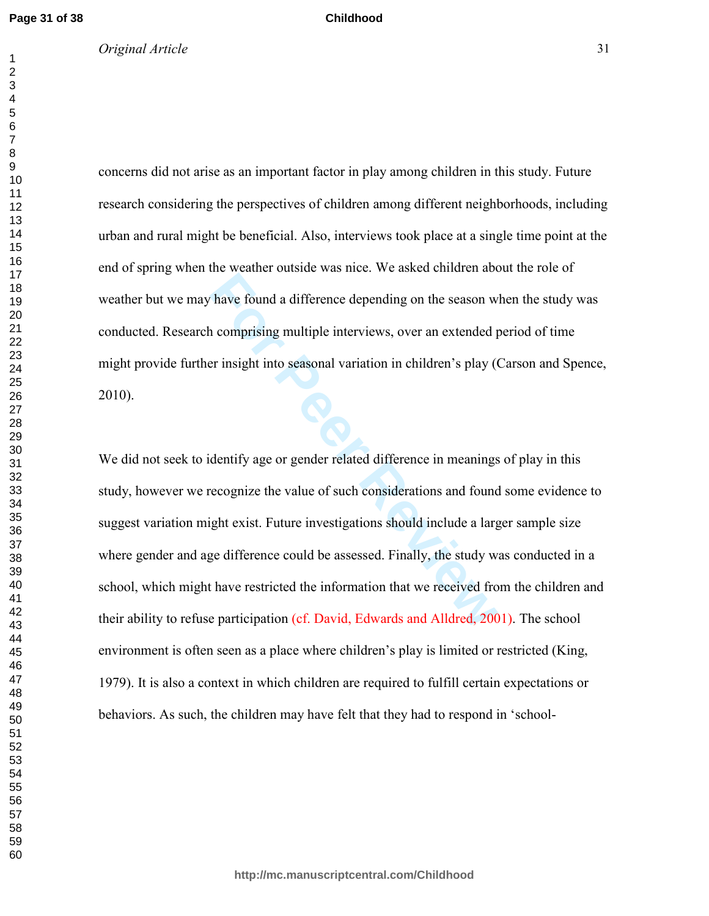concerns did not arise as an important factor in play among children in this study. Future research considering the perspectives of children among different neighborhoods, including urban and rural might be beneficial. Also, interviews took place at a single time point at the end of spring when the weather outside was nice. We asked children about the role of weather but we may have found a difference depending on the season when the study was conducted. Research comprising multiple interviews, over an extended period of time might provide further insight into seasonal variation in children's play (Carson and Spence, 2010).

We did not seek to identify age or gender related difference in meanings of play in this study, however we recognize the value of such considerations and found some evidence to suggest variation might exist. Future investigations should include a larger sample size where gender and age difference could be assessed. Finally, the study was conducted in a school, which might have restricted the information that we received from the children and their ability to refuse participation (cf. David, Edwards and Alldred, 2001). The school environment is often seen as a place where children's play is limited or restricted (King, 1979). It is also a context in which children are required to fulfill certain expectations or behaviors. As such, the children may have felt that they had to respond in 'school-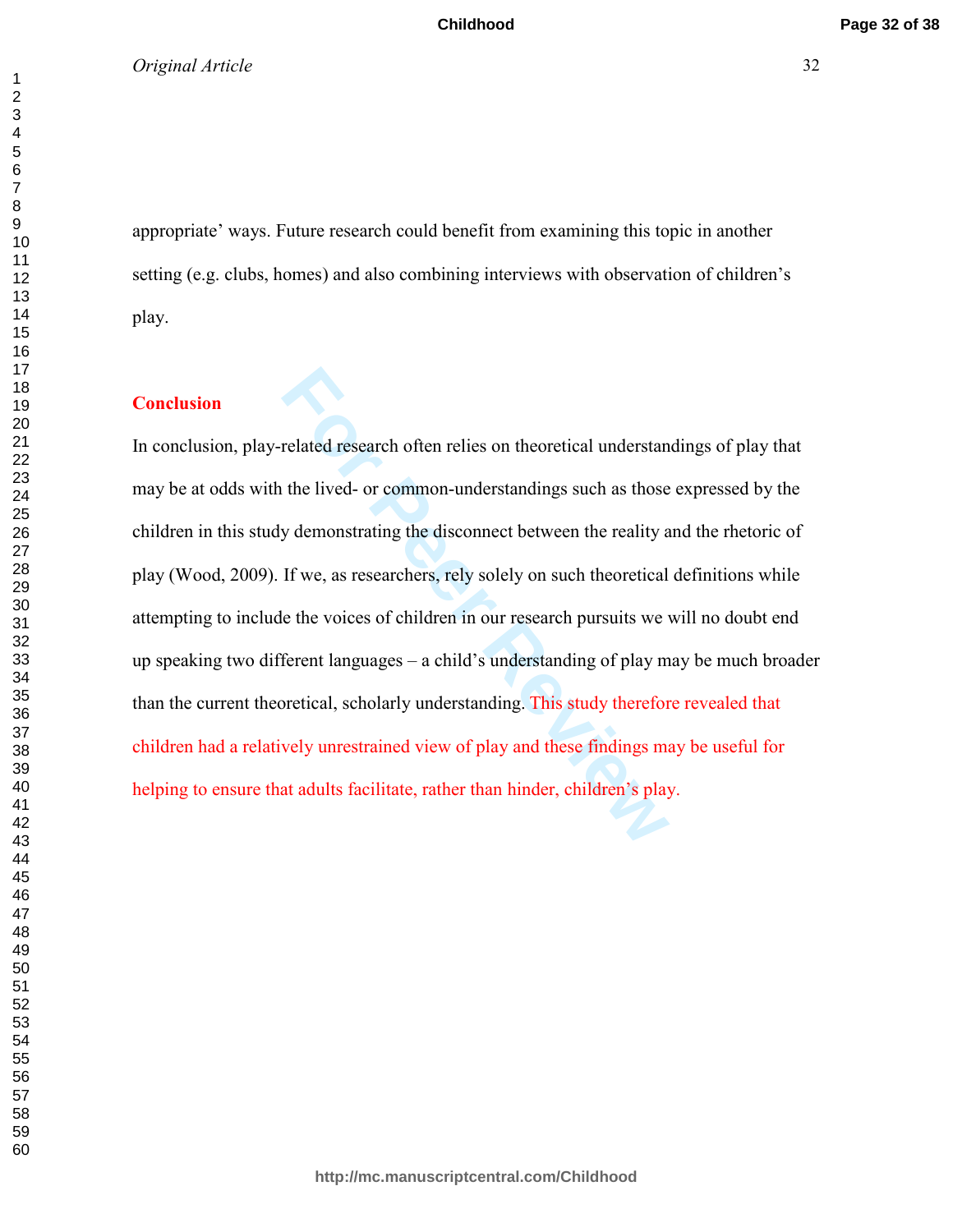appropriate' ways. Future research could benefit from examining this topic in another setting (e.g. clubs, homes) and also combining interviews with observation of children's play.

## Conclusion

In conclusion, play-related research often relies on theoretical understandings of play that may be at odds with the lived- or common-understandings such as those expressed by the children in this study demonstrating the disconnect between the reality and the rhetoric of play (Wood, 2009). If we, as researchers, rely solely on such theoretical definitions while attempting to include the voices of children in our research pursuits we will no doubt end up speaking two different languages – a child's understanding of play may be much broader than the current theoretical, scholarly understanding. This study therefore revealed that children had a relatively unrestrained view of play and these findings may be useful for helping to ensure that adults facilitate, rather than hinder, children's play.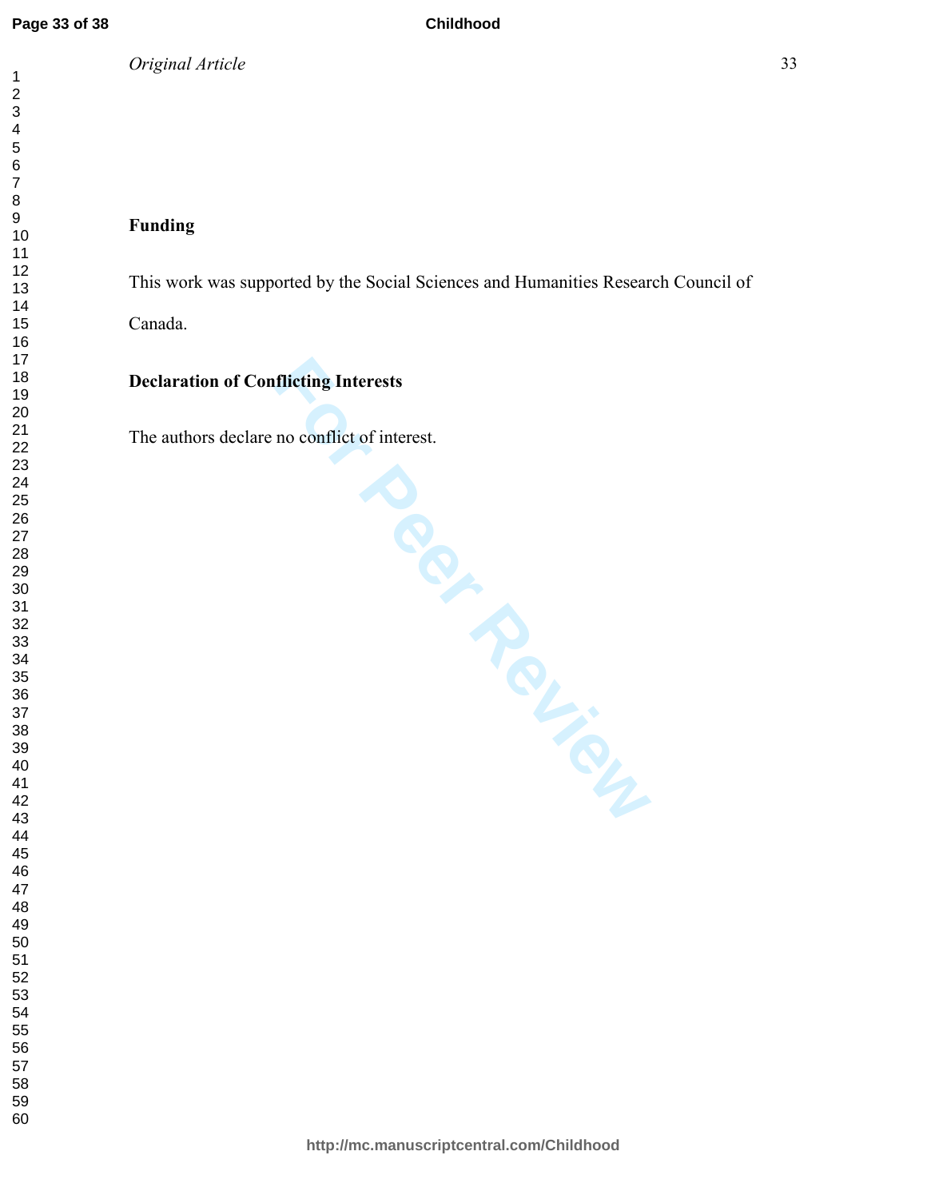## Funding

This work was supported by the Social Sciences and Humanities Research Council of Canada.

## Declaration of Conflicting Interests

The authors declare no conflict of interest.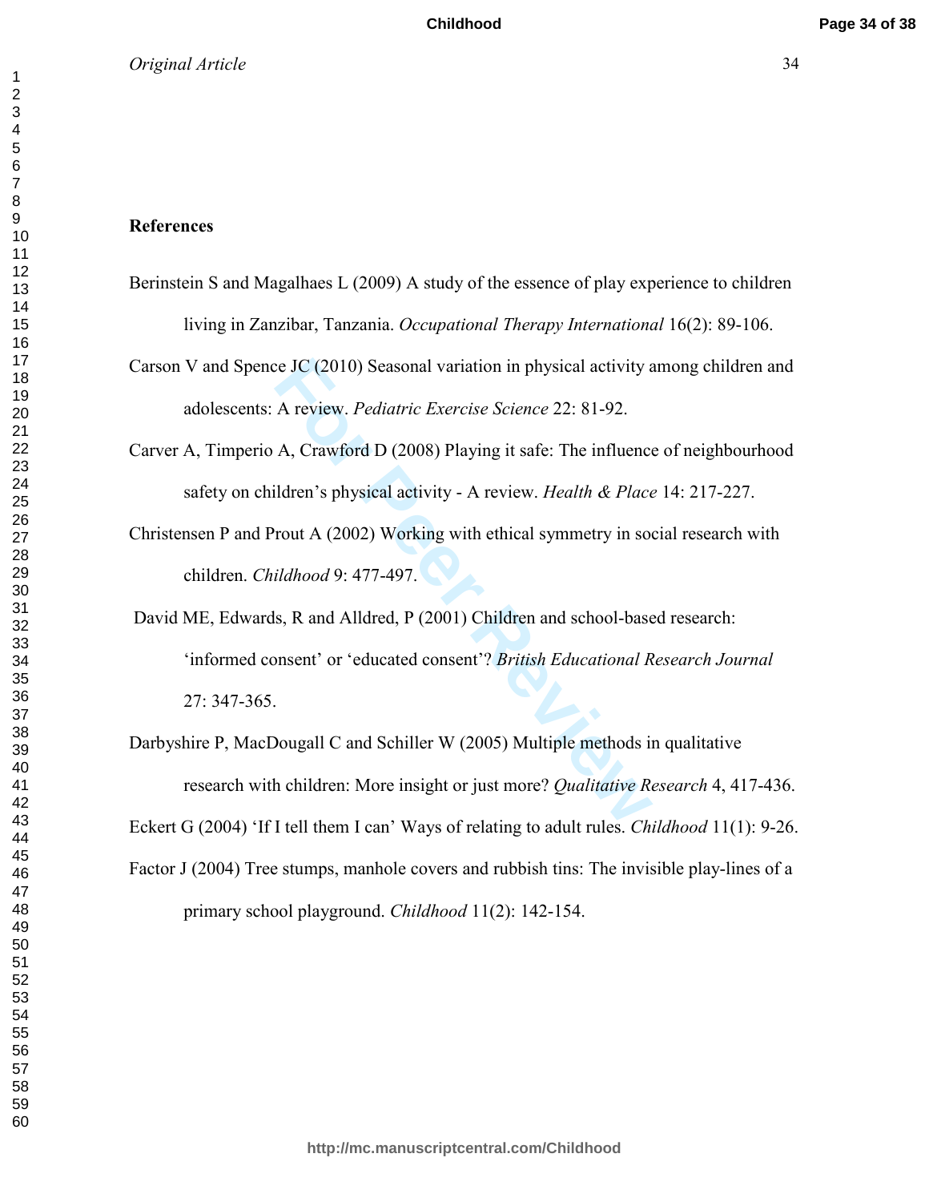## References

Berinstein S and Magalhaes L (2009) A study of the essence of play experience to children living in Zanzibar, Tanzania. *Occupational Therapy International* 16(2): 89-106.

Carson V and Spence JC (2010) Seasonal variation in physical activity among children and adolescents: A review. *Pediatric Exercise Science* 22: 81-92.

Carver A, Timperio A, Crawford D (2008) Playing it safe: The influence of neighbourhood safety on children's physical activity - A review. *Health & Place* 14: 217-227.

Christensen P and Prout A (2002) Working with ethical symmetry in social research with children. *Childhood* 9: 477-497.

David ME, Edwards, R and Alldred, P (2001) Children and school-based research: 'informed consent' or 'educated consent'? *British Educational Research Journal* 27: 347-365.

Darbyshire P, MacDougall C and Schiller W (2005) Multiple methods in qualitative research with children: More insight or just more? *Qualitative Research* 4, 417-436.

Eckert G (2004) 'If I tell them I can' Ways of relating to adult rules. *Childhood* 11(1): 9-26.

Factor J (2004) Tree stumps, manhole covers and rubbish tins: The invisible play-lines of a primary school playground. *Childhood* 11(2): 142-154.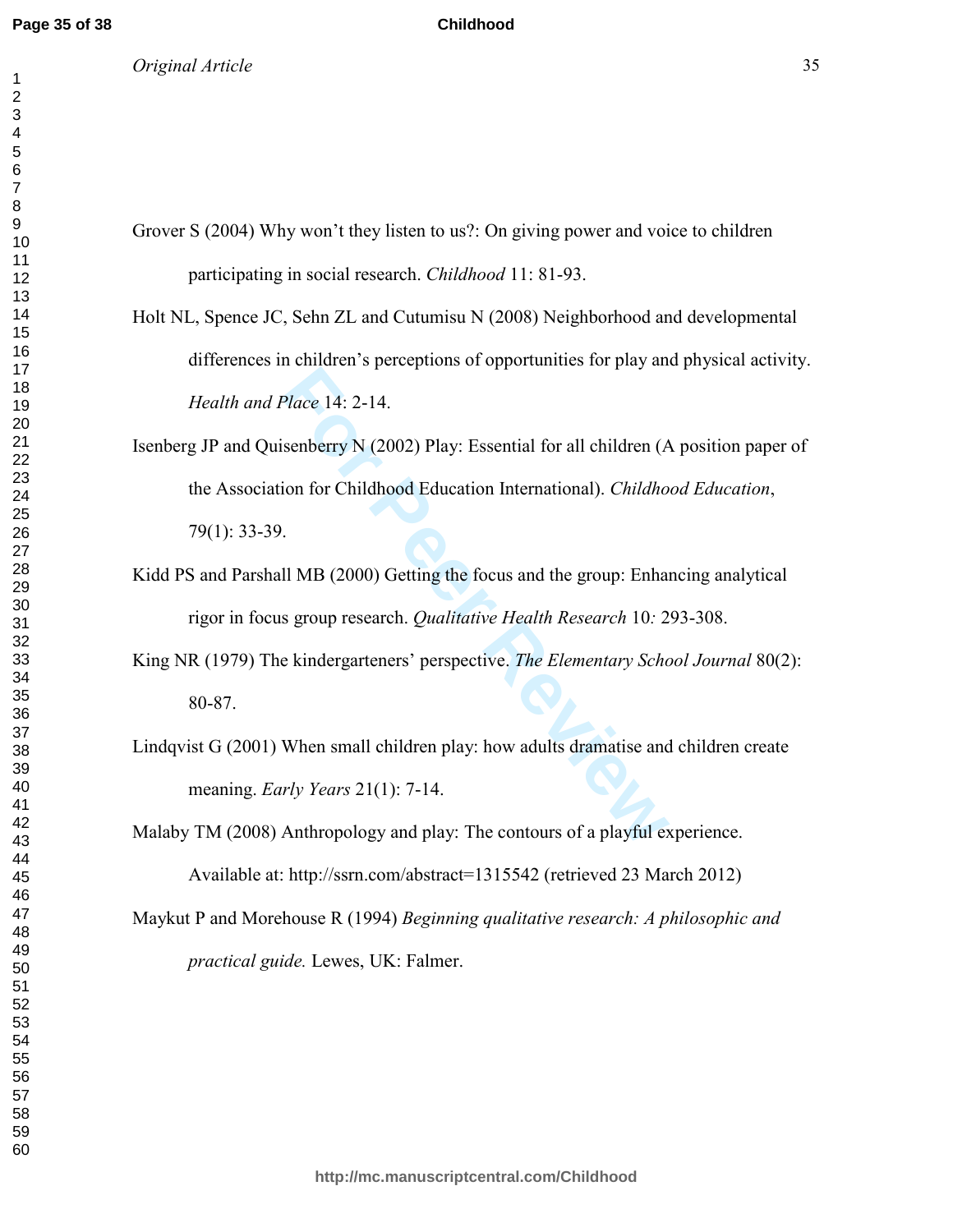Grover S (2004) Why won't they listen to us?: On giving power and voice to children participating in social research. *Childhood* 11: 81-93.

Holt NL, Spence JC, Sehn ZL and Cutumisu N (2008) Neighborhood and developmental differences in children's perceptions of opportunities for play and physical activity. *Health and Place* 14: 2-14.

Isenberg JP and Quisenberry N (2002) Play: Essential for all children (A position paper of the Association for Childhood Education International). *Childhood Education*, 79(1): 33-39.

Kidd PS and Parshall MB (2000) Getting the focus and the group: Enhancing analytical rigor in focus group research. *Qualitative Health Research* 10*:* 293-308.

King NR (1979) The kindergarteners' perspective. *The Elementary School Journal* 80(2): 80-87.

Lindqvist G (2001) When small children play: how adults dramatise and children create meaning. *Early Years* 21(1): 7-14.

Malaby TM (2008) Anthropology and play: The contours of a playful experience. Available at: http://ssrn.com/abstract=1315542 (retrieved 23 March 2012)

Maykut P and Morehouse R (1994) *Beginning qualitative research: A philosophic and practical guide.* Lewes, UK: Falmer.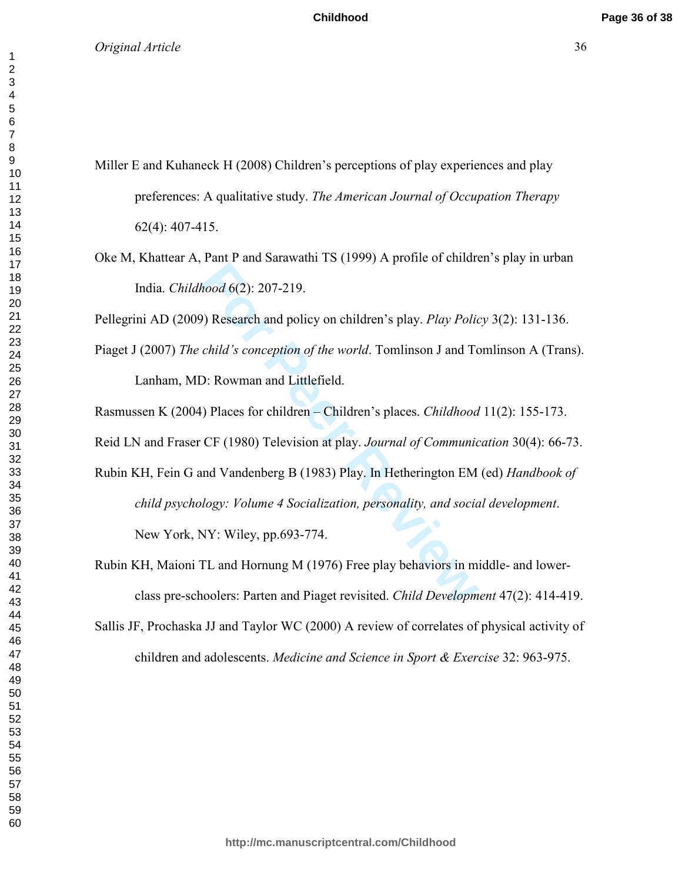Miller E and Kuhaneck H (2008) Children's perceptions of play experiences and play preferences: A qualitative study. *The American Journal of Occupation Therapy* 62(4): 407-415.

Oke M, Khattear A, Pant P and Sarawathi TS (1999) A profile of children's play in urban India. *Childhood* 6(2): 207-219.

Pellegrini AD (2009) Research and policy on children's play. *Play Policy* 3(2): 131-136.

Piaget J (2007) *The child's conception of the world*. Tomlinson J and Tomlinson A (Trans). Lanham, MD: Rowman and Littlefield.

Rasmussen K (2004) Places for children – Children's places. *Childhood* 11(2): 155-173.

Reid LN and Fraser CF (1980) Television at play. *Journal of Communication* 30(4): 66-73.

Rubin KH, Fein G and Vandenberg B (1983) Play. In Hetherington EM (ed) *Handbook of child psychology: Volume 4 Socialization, personality, and social development*. New York, NY: Wiley, pp.693-774.

Rubin KH, Maioni TL and Hornung M (1976) Free play behaviors in middle- and lower-class pre-schoolers: Parten and Piaget revisited. *Child Development* 47(2): 414-419.

Sallis JF, Prochaska JJ and Taylor WC (2000) A review of correlates of physical activity of children and adolescents. *Medicine and Science in Sport & Exercise* 32: 963-975.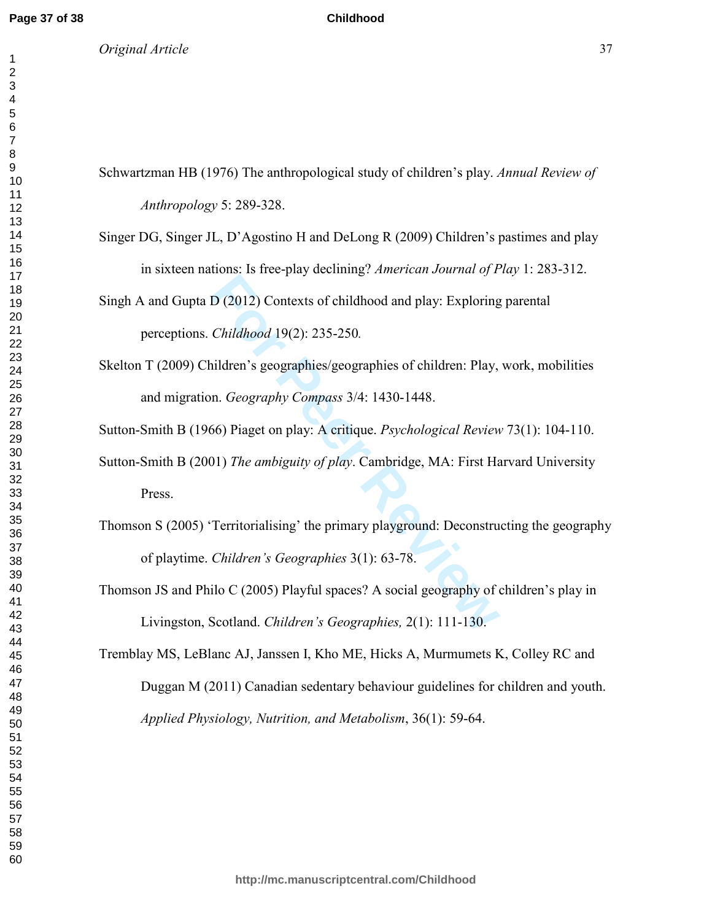Schwartzman HB (1976) The anthropological study of children's play. *Annual Review of Anthropology* 5: 289-328.

Singer DG, Singer JL, D'Agostino H and DeLong R (2009) Children's pastimes and play in sixteen nations: Is free-play declining? *American Journal of Play* 1: 283-312.

Singh A and Gupta D (2012) Contexts of childhood and play: Exploring parental perceptions. *Childhood* 19(2): 235-250.

Skelton T (2009) Children's geographies/geographies of children: Play, work, mobilities and migration. *Geography Compass* 3/4: 1430-1448.

Sutton-Smith B (1966) Piaget on play: A critique. *Psychological Review* 73(1): 104-110.

Sutton-Smith B (2001) *The ambiguity of play*. Cambridge, MA: First Harvard University Press.

Thomson S (2005) 'Territorialising' the primary playground: Deconstructing the geography of playtime. *Children's Geographies* 3(1): 63-78.

Thomson JS and Philo C (2005) Playful spaces? A social geography of children's play in Livingston, Scotland. *Children's Geographies,* 2(1): 111-130.

Tremblay MS, LeBlanc AJ, Janssen I, Kho ME, Hicks A, Murmumets K, Colley RC and Duggan M (2011) Canadian sedentary behaviour guidelines for children and youth. *Applied Physiology, Nutrition, and Metabolism*, 36(1): 59-64.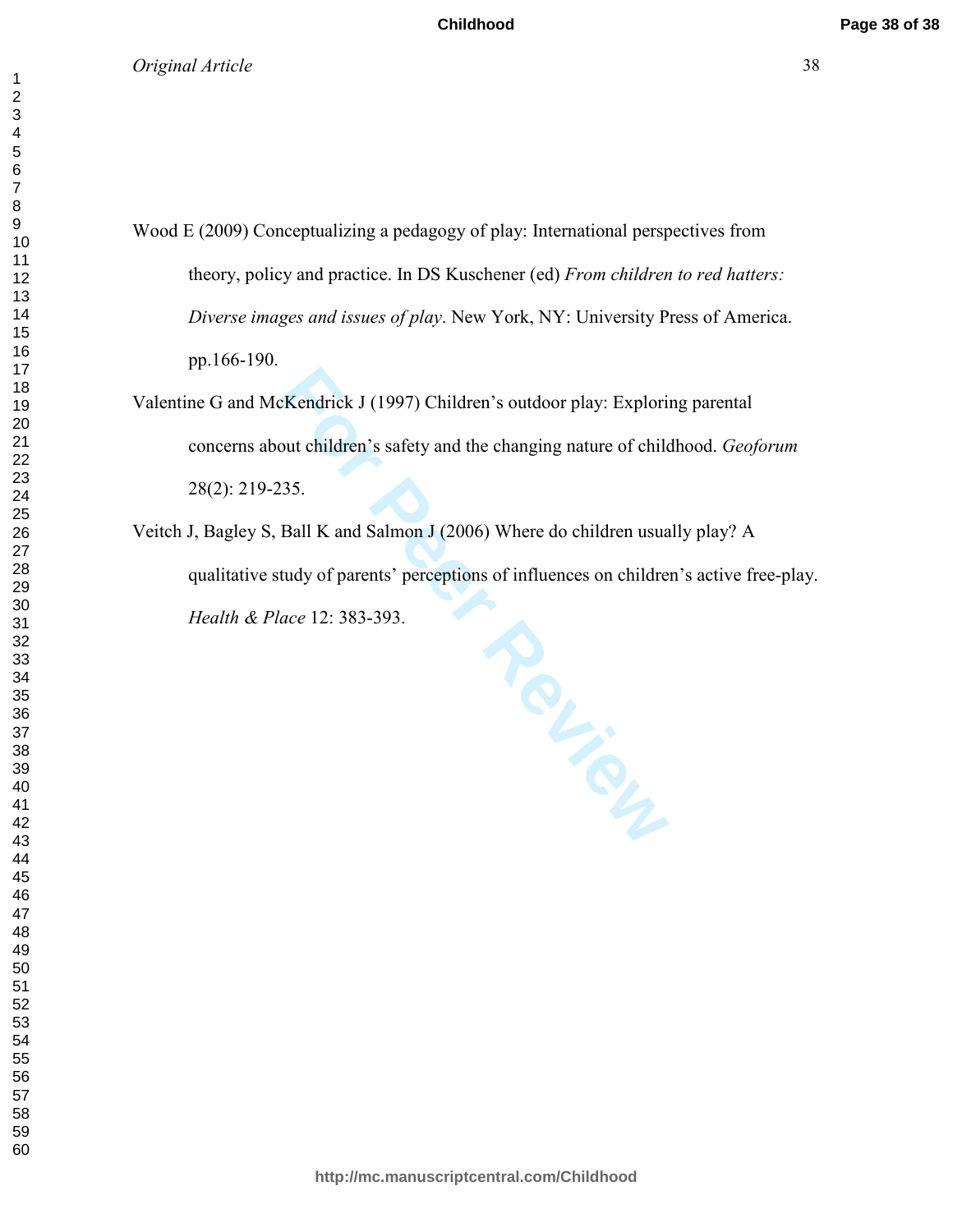Wood E (2009) Conceptualizing a pedagogy of play: International perspectives from theory, policy and practice. In DS Kuschener (ed) *From children to red hatters: Diverse images and issues of play*. New York, NY: University Press of America. pp.166-190.

Valentine G and McKendrick J (1997) Children's outdoor play: Exploring parental concerns about children's safety and the changing nature of childhood. *Geoforum* 28(2): 219-235.

Veitch J, Bagley S, Ball K and Salmon J (2006) Where do children usually play? A qualitative study of parents' perceptions of influences on children's active free-play. *Health & Place* 12: 383-393.